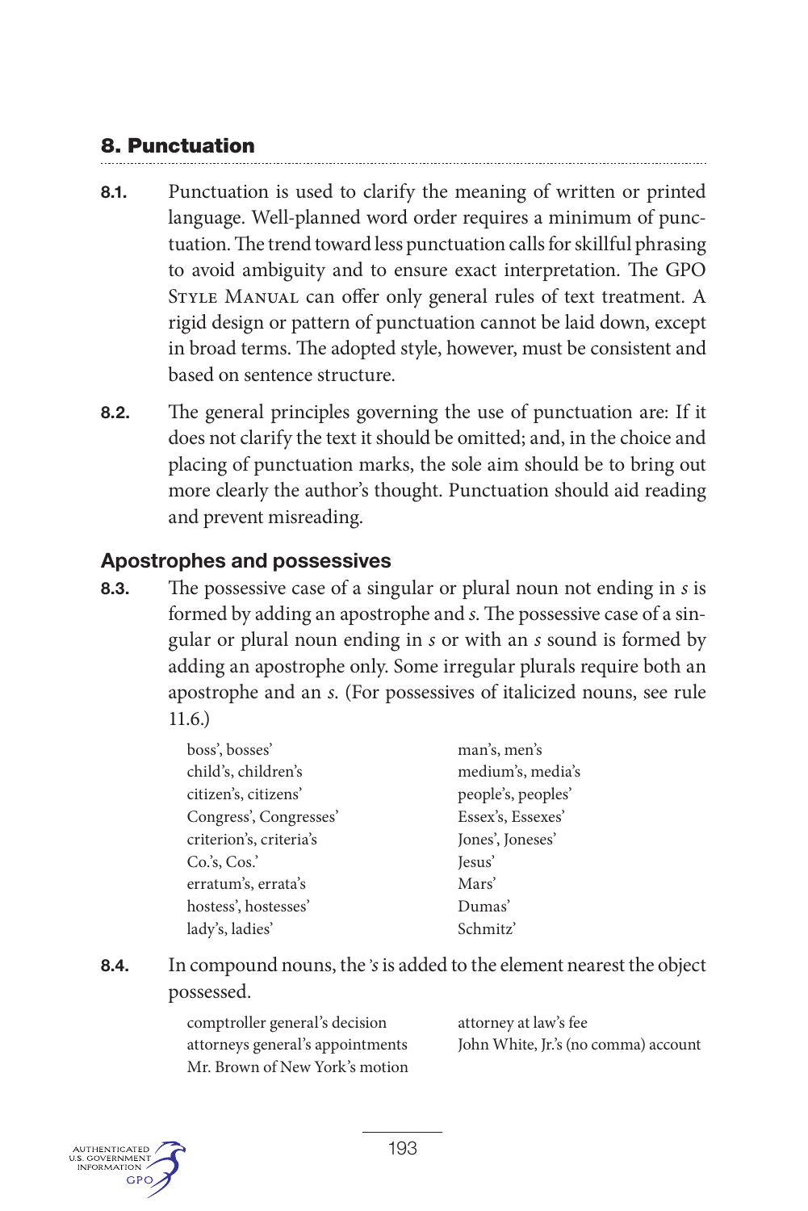## 8. Punctuation

**8.1.** Punctuation is used to clarify the meaning of written or printed language. Well-planned word order requires a minimum of punctuation. The trend toward less punctuation calls for skillful phrasing to avoid ambiguity and to ensure exact interpretation. The GPO Style Manual can offer only general rules of text treatment. A rigid design or pattern of punctuation cannot be laid down, except in broad terms. The adopted style, however, must be consistent and based on sentence structure.

**8.2.** The general principles governing the use of punctuation are: If it does not clarify the text it should be omitted; and, in the choice and placing of punctuation marks, the sole aim should be to bring out more clearly the author's thought. Punctuation should aid reading and prevent misreading.

### Apostrophes and possessives

**8.3.** The possessive case of a singular or plural noun not ending in *s* is formed by adding an apostrophe and *s*. The possessive case of a singular or plural noun ending in *s* or with an *s* sound is formed by adding an apostrophe only. Some irregular plurals require both an apostrophe and an *s*. (For possessives of italicized nouns, see rule 11.6.)

boss', bosses'
child's, children's
citizen's, citizens'
Congress', Congresses'
criterion's, criteria's
Co.'s, Cos.'
erratum's, errata's
hostess', hostesses'
lady's, ladies'
man's, men's
medium's, media's
people's, peoples'
Essex's, Essexes'
Jones', Joneses'
Jesus'
Mars'
Dumas'
Schmitz'

**8.4.** In compound nouns, the *'s* is added to the element nearest the object possessed.

comptroller general's decision
attorneys general's appointments
Mr. Brown of New York's motion
attorney at law's fee
John White, Jr.'s (no comma) account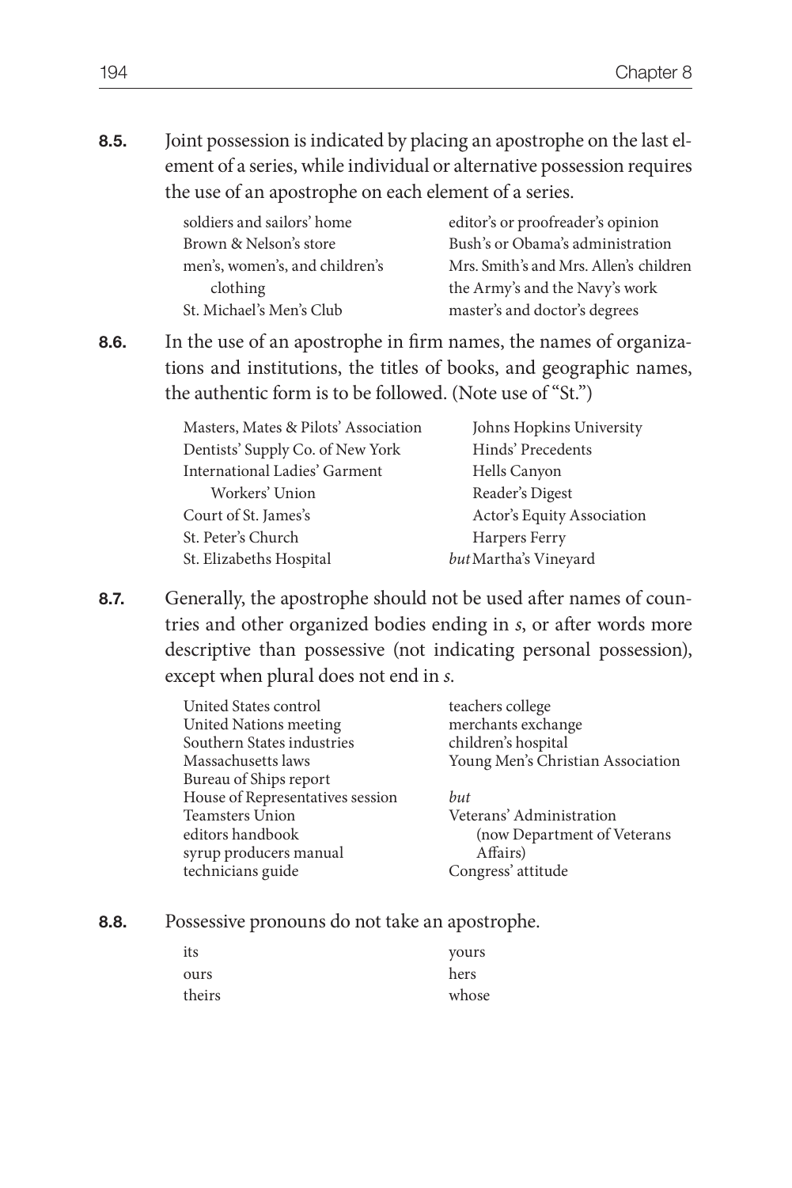**8.5.** Joint possession is indicated by placing an apostrophe on the last element of a series, while individual or alternative possession requires the use of an apostrophe on each element of a series.

| | |
|---|---|
| soldiers and sailors' home | editor's or proofreader's opinion |
| Brown & Nelson's store | Bush's or Obama's administration |
| men's, women's, and children's clothing | Mrs. Smith's and Mrs. Allen's children |
| St. Michael's Men's Club | the Army's and the Navy's work |
| | master's and doctor's degrees |

**8.6.** In the use of an apostrophe in firm names, the names of organizations and institutions, the titles of books, and geographic names, the authentic form is to be followed. (Note use of "St.")

| | |
|---|---|
| Masters, Mates & Pilots' Association | Johns Hopkins University |
| Dentists' Supply Co. of New York | Hinds' Precedents |
| International Ladies' Garment Workers' Union | Hells Canyon |
| Court of St. James's | Reader's Digest |
| St. Peter's Church | Actor's Equity Association |
| St. Elizabeths Hospital | Harpers Ferry |
| | *but* Martha's Vineyard |

**8.7.** Generally, the apostrophe should not be used after names of countries and other organized bodies ending in *s*, or after words more descriptive than possessive (not indicating personal possession), except when plural does not end in *s*.

| | |
|---|---|
| United States control | teachers college |
| United Nations meeting | merchants exchange |
| Southern States industries | children's hospital |
| Massachusetts laws | Young Men's Christian Association |
| Bureau of Ships report | |
| House of Representatives session | *but* |
| Teamsters Union | Veterans' Administration (now Department of Veterans Affairs) |
| editors handbook | Congress' attitude |
| syrup producers manual | |
| technicians guide | |

**8.8.** Possessive pronouns do not take an apostrophe.

| | |
|---|---|
| its | yours |
| ours | hers |
| theirs | whose |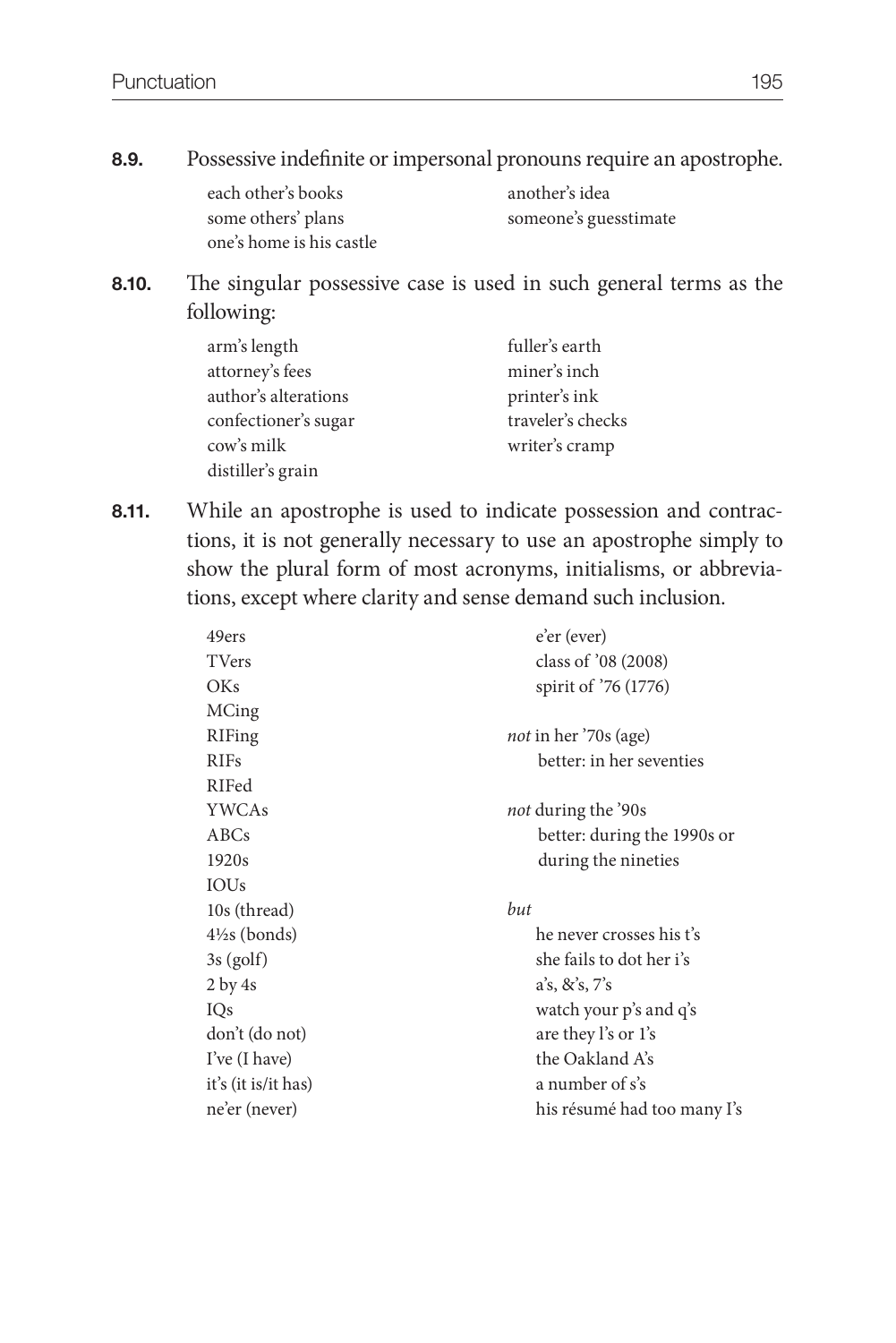**8.9.** Possessive indefinite or impersonal pronouns require an apostrophe.

each other's books
some others' plans
one's home is his castle
another's idea
someone's guesstimate

**8.10.** The singular possessive case is used in such general terms as the following:

arm's length
attorney's fees
author's alterations
confectioner's sugar
cow's milk
distiller's grain
fuller's earth
miner's inch
printer's ink
traveler's checks
writer's cramp

**8.11.** While an apostrophe is used to indicate possession and contractions, it is not generally necessary to use an apostrophe simply to show the plural form of most acronyms, initialisms, or abbreviations, except where clarity and sense demand such inclusion.

49ers
TVers
OKs
MCing
RIFing
RIFs
RIFed
YWCAs
ABCs
1920s
IOUs
10s (thread)
4½s (bonds)
3s (golf)
2 by 4s
IQs
don't (do not)
I've (I have)
it's (it is/it has)
ne'er (never)
e'er (ever)
class of '08 (2008)
spirit of '76 (1776)

*not* in her '70s (age)
    better: in her seventies

*not* during the '90s
    better: during the 1990s or
    during the nineties

*but*
    he never crosses his t's
    she fails to dot her i's
    a's, &'s, 7's
    watch your p's and q's
    are they l's or 1's
    the Oakland A's
    a number of s's
    his résumé had too many I's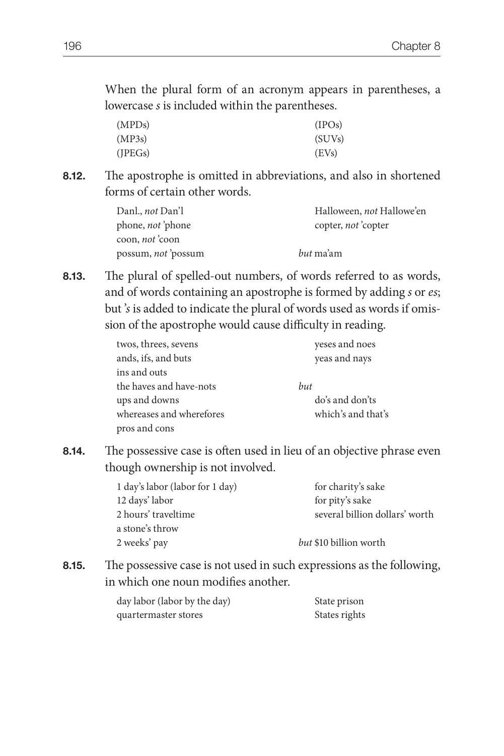When the plural form of an acronym appears in parentheses, a lowercase *s* is included within the parentheses.

| | |
|---|---|
| (MPDs) | (IPOs) |
| (MP3s) | (SUVs) |
| (JPEGs) | (EVs) |

**8.12.** The apostrophe is omitted in abbreviations, and also in shortened forms of certain other words.

| | |
|---|---|
| Danl., *not* Dan'l | Halloween, *not* Hallowe'en |
| phone, *not* 'phone | copter, *not* 'copter |
| coon, *not* 'coon | |
| possum, *not* 'possum | *but* ma'am |

**8.13.** The plural of spelled-out numbers, of words referred to as words, and of words containing an apostrophe is formed by adding *s* or *es*; but *'s* is added to indicate the plural of words used as words if omission of the apostrophe would cause difficulty in reading.

| | |
|---|---|
| twos, threes, sevens | yeses and noes |
| ands, ifs, and buts | yeas and nays |
| ins and outs | |
| the haves and have-nots | *but* |
| ups and downs | do's and don'ts |
| whereases and wherefores | which's and that's |
| pros and cons | |

**8.14.** The possessive case is often used in lieu of an objective phrase even though ownership is not involved.

| | |
|---|---|
| 1 day's labor (labor for 1 day) | for charity's sake |
| 12 days' labor | for pity's sake |
| 2 hours' traveltime | several billion dollars' worth |
| a stone's throw | |
| 2 weeks' pay | *but* $10 billion worth |

**8.15.** The possessive case is not used in such expressions as the following, in which one noun modifies another.

| | |
|---|---|
| day labor (labor by the day) | State prison |
| quartermaster stores | States rights |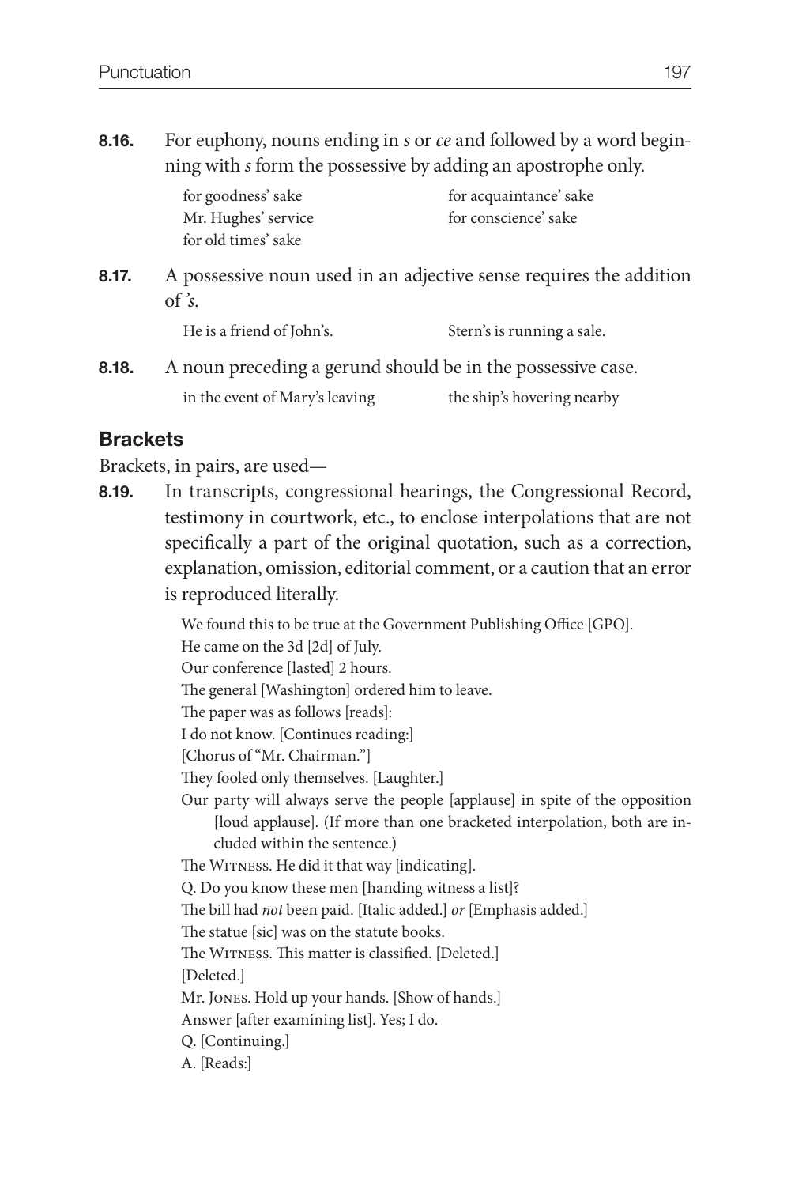**8.16.** For euphony, nouns ending in *s* or *ce* and followed by a word beginning with *s* form the possessive by adding an apostrophe only.

for goodness' sake
Mr. Hughes' service
for old times' sake
for acquaintance' sake
for conscience' sake

**8.17.** A possessive noun used in an adjective sense requires the addition of *'s*.

He is a friend of John's.
Stern's is running a sale.

**8.18.** A noun preceding a gerund should be in the possessive case.

in the event of Mary's leaving
the ship's hovering nearby

## Brackets

Brackets, in pairs, are used—

**8.19.** In transcripts, congressional hearings, the Congressional Record, testimony in courtwork, etc., to enclose interpolations that are not specifically a part of the original quotation, such as a correction, explanation, omission, editorial comment, or a caution that an error is reproduced literally.

We found this to be true at the Government Publishing Office [GPO].
He came on the 3d [2d] of July.
Our conference [lasted] 2 hours.
The general [Washington] ordered him to leave.
The paper was as follows [reads]:
I do not know. [Continues reading:]
[Chorus of "Mr. Chairman."]
They fooled only themselves. [Laughter.]
Our party will always serve the people [applause] in spite of the opposition [loud applause]. (If more than one bracketed interpolation, both are included within the sentence.)
The WITNESS. He did it that way [indicating].
Q. Do you know these men [handing witness a list]?
The bill had *not* been paid. [Italic added.] *or* [Emphasis added.]
The statue [sic] was on the statute books.
The WITNESS. This matter is classified. [Deleted.]
[Deleted.]
Mr. JONES. Hold up your hands. [Show of hands.]
Answer [after examining list]. Yes; I do.
Q. [Continuing.]
A. [Reads:]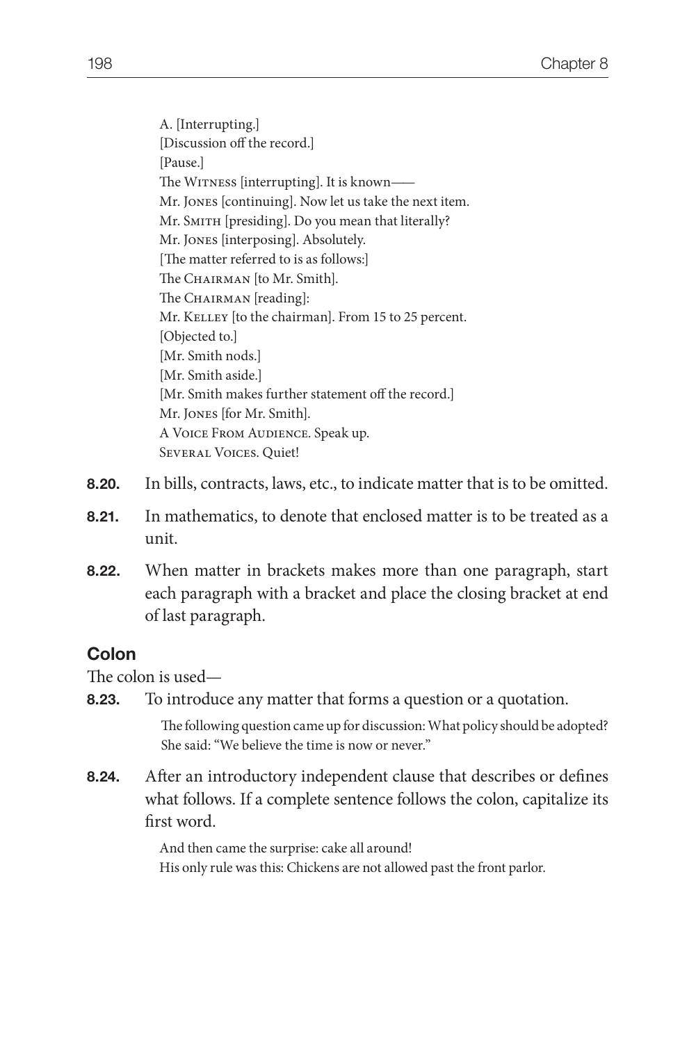A. [Interrupting.]  
[Discussion off the record.]  
[Pause.]  
The Witness [interrupting]. It is known——  
Mr. Jones [continuing]. Now let us take the next item.  
Mr. Smith [presiding]. Do you mean that literally?  
Mr. Jones [interposing]. Absolutely.  
[The matter referred to is as follows:]  
The Chairman [to Mr. Smith].  
The Chairman [reading]:  
Mr. Kelley [to the chairman]. From 15 to 25 percent.  
[Objected to.]  
[Mr. Smith nods.]  
[Mr. Smith aside.]  
[Mr. Smith makes further statement off the record.]  
Mr. Jones [for Mr. Smith].  
A Voice From Audience. Speak up.  
Several Voices. Quiet!

**8.20.** In bills, contracts, laws, etc., to indicate matter that is to be omitted.

**8.21.** In mathematics, to denote that enclosed matter is to be treated as a unit.

**8.22.** When matter in brackets makes more than one paragraph, start each paragraph with a bracket and place the closing bracket at end of last paragraph.

## Colon

The colon is used—

**8.23.** To introduce any matter that forms a question or a quotation.

The following question came up for discussion: What policy should be adopted?  
She said: "We believe the time is now or never."

**8.24.** After an introductory independent clause that describes or defines what follows. If a complete sentence follows the colon, capitalize its first word.

And then came the surprise: cake all around!  
His only rule was this: Chickens are not allowed past the front parlor.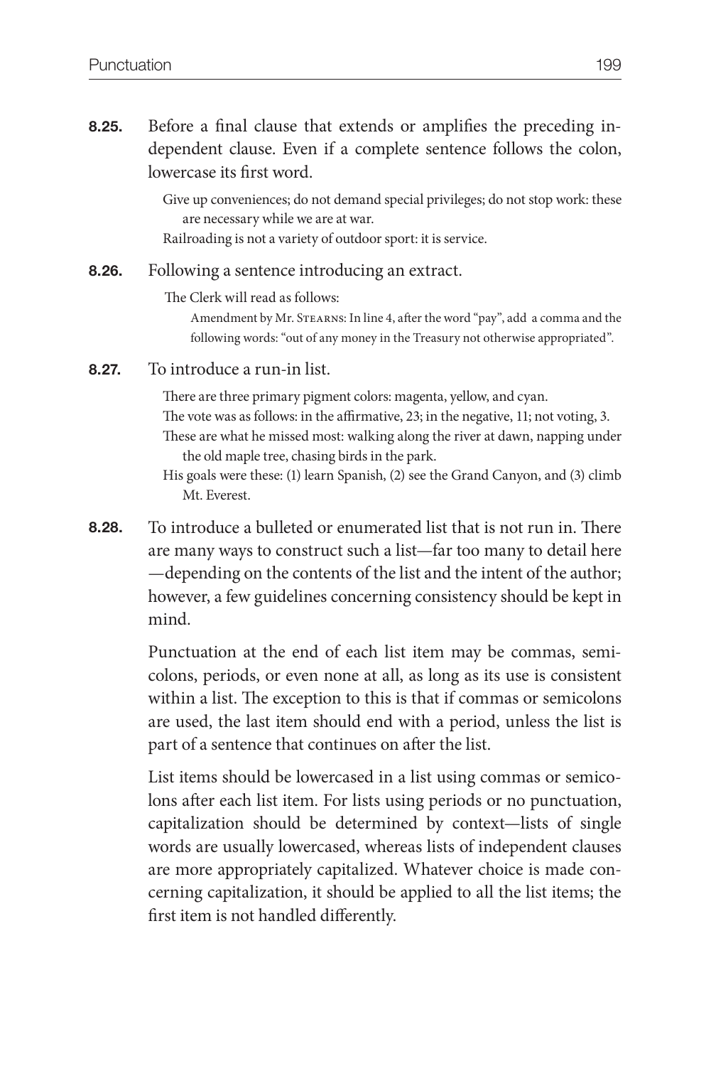**8.25.** Before a final clause that extends or amplifies the preceding independent clause. Even if a complete sentence follows the colon, lowercase its first word.

> Give up conveniences; do not demand special privileges; do not stop work: these are necessary while we are at war.
>
> Railroading is not a variety of outdoor sport: it is service.

**8.26.** Following a sentence introducing an extract.

> The Clerk will read as follows:
>
> > Amendment by Mr. STEARNS: In line 4, after the word "pay", add a comma and the following words: "out of any money in the Treasury not otherwise appropriated".

**8.27.** To introduce a run-in list.

> There are three primary pigment colors: magenta, yellow, and cyan.
>
> The vote was as follows: in the affirmative, 23; in the negative, 11; not voting, 3.
>
> These are what he missed most: walking along the river at dawn, napping under the old maple tree, chasing birds in the park.
>
> His goals were these: (1) learn Spanish, (2) see the Grand Canyon, and (3) climb Mt. Everest.

**8.28.** To introduce a bulleted or enumerated list that is not run in. There are many ways to construct such a list—far too many to detail here—depending on the contents of the list and the intent of the author; however, a few guidelines concerning consistency should be kept in mind.

Punctuation at the end of each list item may be commas, semicolons, periods, or even none at all, as long as its use is consistent within a list. The exception to this is that if commas or semicolons are used, the last item should end with a period, unless the list is part of a sentence that continues on after the list.

List items should be lowercased in a list using commas or semicolons after each list item. For lists using periods or no punctuation, capitalization should be determined by context—lists of single words are usually lowercased, whereas lists of independent clauses are more appropriately capitalized. Whatever choice is made concerning capitalization, it should be applied to all the list items; the first item is not handled differently.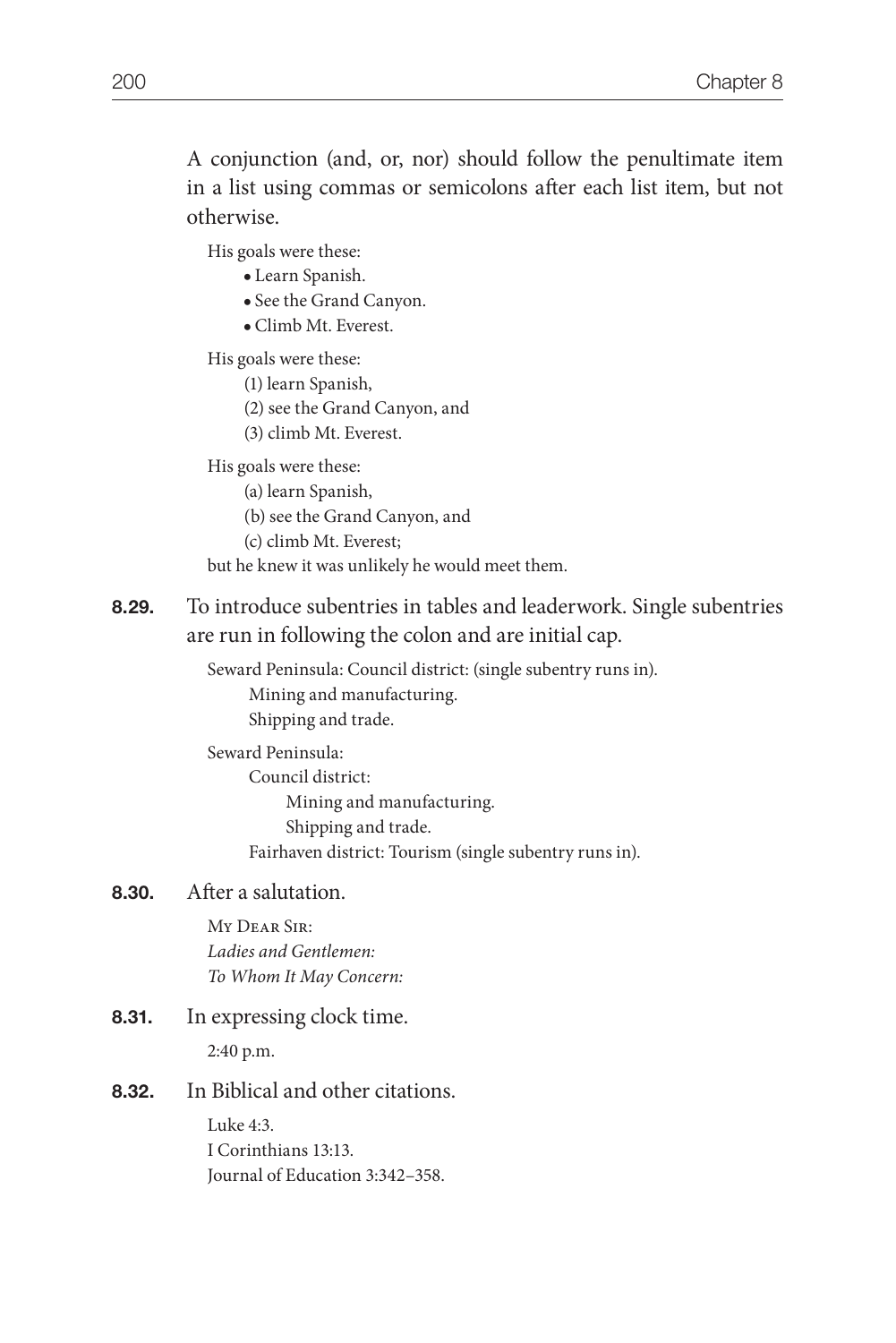A conjunction (and, or, nor) should follow the penultimate item in a list using commas or semicolons after each list item, but not otherwise.

His goals were these:

- Learn Spanish.
- See the Grand Canyon.
- Climb Mt. Everest.

His goals were these:

(1) learn Spanish,
(2) see the Grand Canyon, and
(3) climb Mt. Everest.

His goals were these:

(a) learn Spanish,
(b) see the Grand Canyon, and
(c) climb Mt. Everest;

but he knew it was unlikely he would meet them.

**8.29.** To introduce subentries in tables and leaderwork. Single subentries are run in following the colon and are initial cap.

Seward Peninsula: Council district: (single subentry runs in).
  Mining and manufacturing.
  Shipping and trade.

Seward Peninsula:
  Council district:
    Mining and manufacturing.
    Shipping and trade.
  Fairhaven district: Tourism (single subentry runs in).

**8.30.** After a salutation.

MY DEAR SIR:
*Ladies and Gentlemen:*
*To Whom It May Concern:*

**8.31.** In expressing clock time.

2:40 p.m.

**8.32.** In Biblical and other citations.

Luke 4:3.
I Corinthians 13:13.
Journal of Education 3:342–358.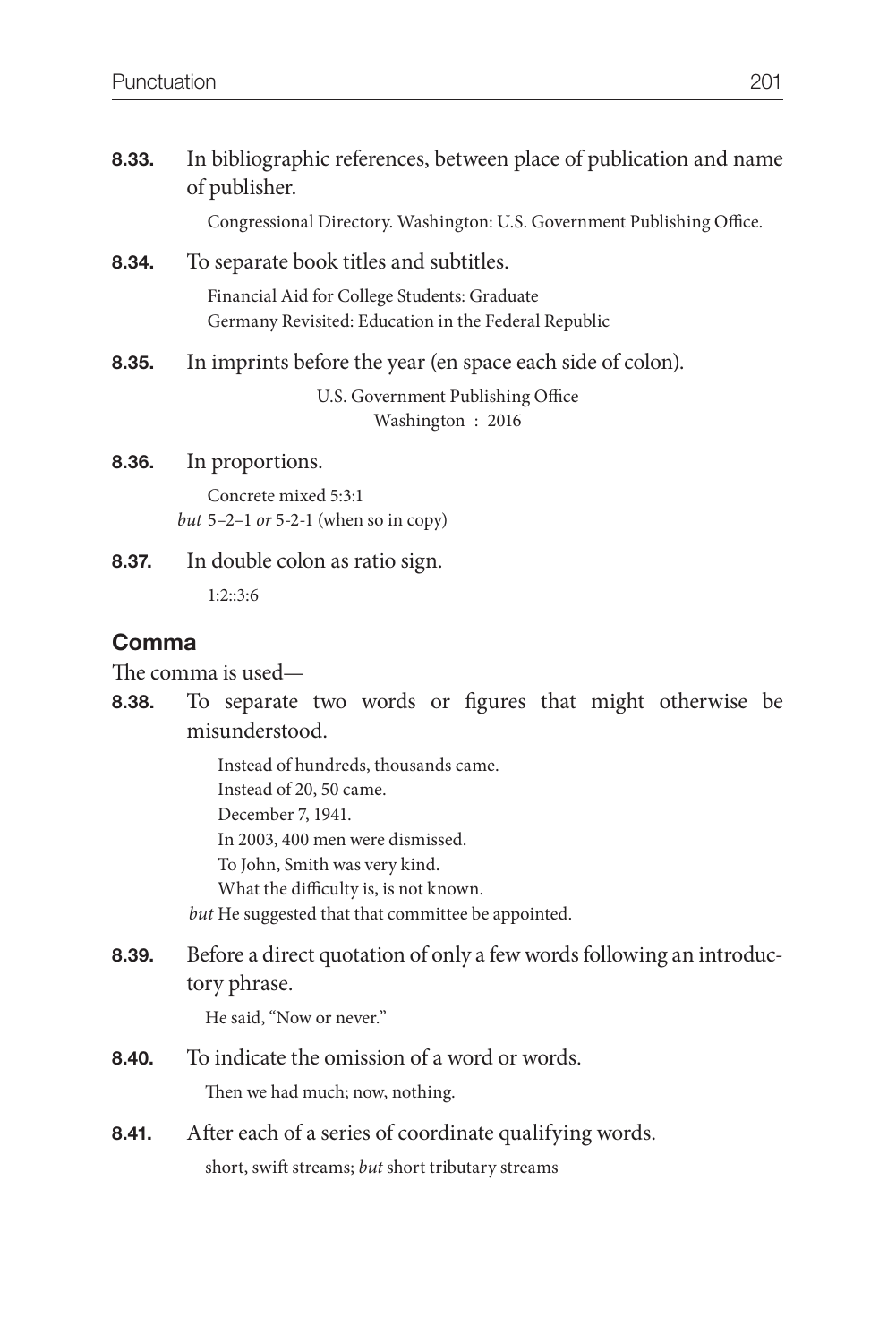**8.33.** In bibliographic references, between place of publication and name of publisher.

Congressional Directory. Washington: U.S. Government Publishing Office.

**8.34.** To separate book titles and subtitles.

Financial Aid for College Students: Graduate
Germany Revisited: Education in the Federal Republic

**8.35.** In imprints before the year (en space each side of colon).

U.S. Government Publishing Office
Washington : 2016

**8.36.** In proportions.

Concrete mixed 5:3:1
*but* 5–2–1 *or* 5-2-1 (when so in copy)

**8.37.** In double colon as ratio sign.

1:2::3:6

## Comma

The comma is used—

**8.38.** To separate two words or figures that might otherwise be misunderstood.

Instead of hundreds, thousands came.
Instead of 20, 50 came.
December 7, 1941.
In 2003, 400 men were dismissed.
To John, Smith was very kind.
What the difficulty is, is not known.
*but* He suggested that that committee be appointed.

**8.39.** Before a direct quotation of only a few words following an introductory phrase.

He said, "Now or never."

**8.40.** To indicate the omission of a word or words.

Then we had much; now, nothing.

**8.41.** After each of a series of coordinate qualifying words.

short, swift streams; *but* short tributary streams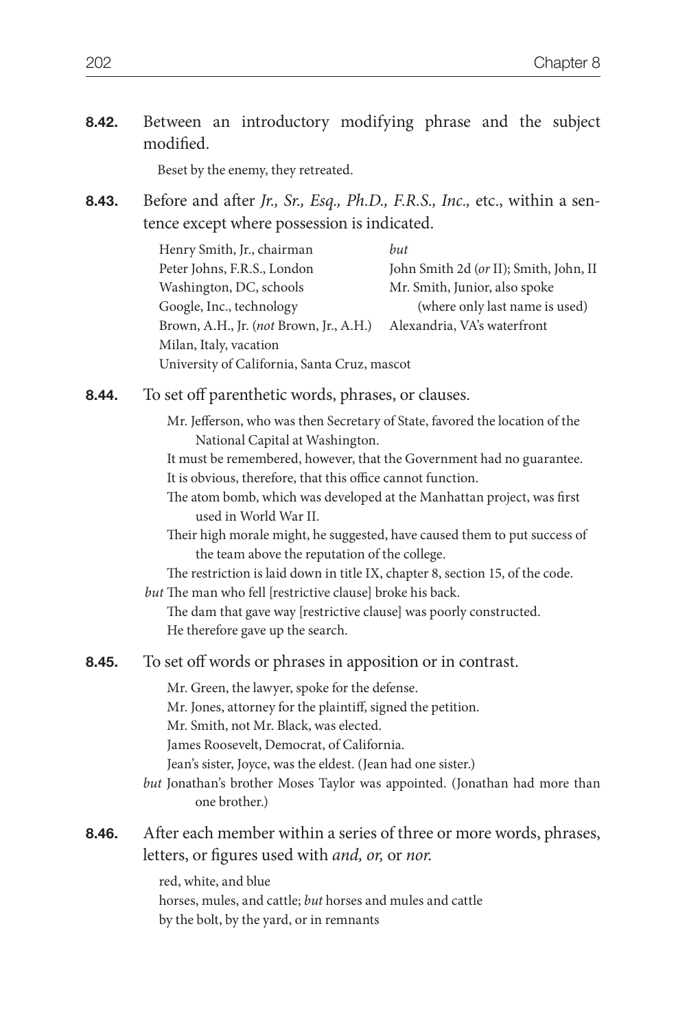**8.42.** Between an introductory modifying phrase and the subject modified.

Beset by the enemy, they retreated.

**8.43.** Before and after *Jr., Sr., Esq., Ph.D., F.R.S., Inc.,* etc., within a sentence except where possession is indicated.

Henry Smith, Jr., chairman
Peter Johns, F.R.S., London
Washington, DC, schools
Google, Inc., technology
Brown, A.H., Jr. (*not* Brown, Jr., A.H.)
Milan, Italy, vacation
University of California, Santa Cruz, mascot

*but*
John Smith 2d (*or* II); Smith, John, II
Mr. Smith, Junior, also spoke
(where only last name is used)
Alexandria, VA's waterfront

**8.44.** To set off parenthetic words, phrases, or clauses.

Mr. Jefferson, who was then Secretary of State, favored the location of the National Capital at Washington.
It must be remembered, however, that the Government had no guarantee.
It is obvious, therefore, that this office cannot function.
The atom bomb, which was developed at the Manhattan project, was first used in World War II.
Their high morale might, he suggested, have caused them to put success of the team above the reputation of the college.
The restriction is laid down in title IX, chapter 8, section 15, of the code.
*but* The man who fell [restrictive clause] broke his back.
The dam that gave way [restrictive clause] was poorly constructed.
He therefore gave up the search.

**8.45.** To set off words or phrases in apposition or in contrast.

Mr. Green, the lawyer, spoke for the defense.
Mr. Jones, attorney for the plaintiff, signed the petition.
Mr. Smith, not Mr. Black, was elected.
James Roosevelt, Democrat, of California.
Jean's sister, Joyce, was the eldest. (Jean had one sister.)
*but* Jonathan's brother Moses Taylor was appointed. (Jonathan had more than one brother.)

**8.46.** After each member within a series of three or more words, phrases, letters, or figures used with *and, or,* or *nor.*

red, white, and blue
horses, mules, and cattle; *but* horses and mules and cattle
by the bolt, by the yard, or in remnants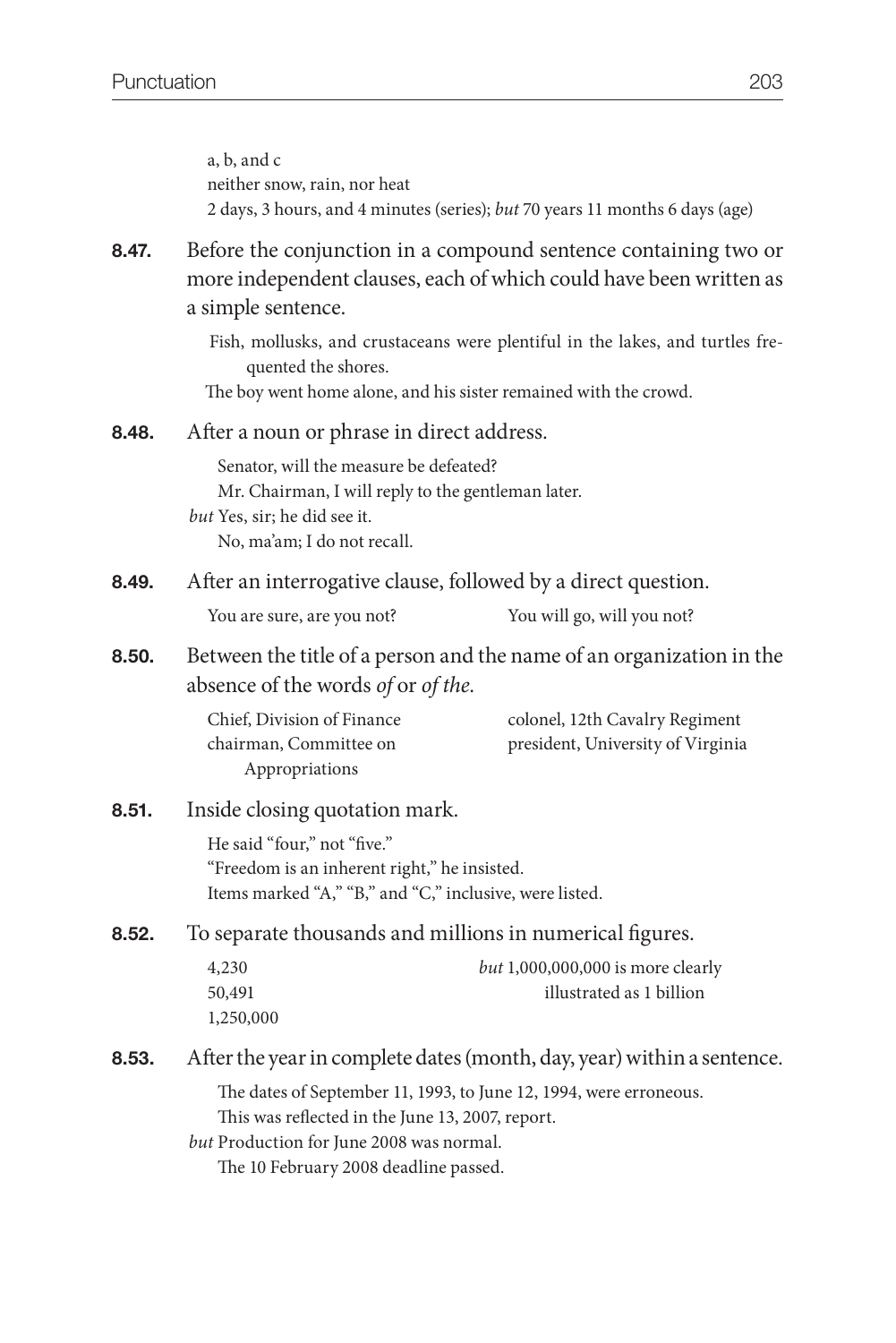a, b, and c
neither snow, rain, nor heat
2 days, 3 hours, and 4 minutes (series); *but* 70 years 11 months 6 days (age)

**8.47.** Before the conjunction in a compound sentence containing two or more independent clauses, each of which could have been written as a simple sentence.

> Fish, mollusks, and crustaceans were plentiful in the lakes, and turtles frequented the shores.
> The boy went home alone, and his sister remained with the crowd.

**8.48.** After a noun or phrase in direct address.

> Senator, will the measure be defeated?
> Mr. Chairman, I will reply to the gentleman later.
> *but* Yes, sir; he did see it.
> No, ma'am; I do not recall.

**8.49.** After an interrogative clause, followed by a direct question.

> You are sure, are you not?
> You will go, will you not?

**8.50.** Between the title of a person and the name of an organization in the absence of the words *of* or *of the*.

> Chief, Division of Finance
> chairman, Committee on Appropriations
> colonel, 12th Cavalry Regiment
> president, University of Virginia

**8.51.** Inside closing quotation mark.

> He said "four," not "five."
> "Freedom is an inherent right," he insisted.
> Items marked "A," "B," and "C," inclusive, were listed.

**8.52.** To separate thousands and millions in numerical figures.

> 4,230
> 50,491
> 1,250,000
> *but* 1,000,000,000 is more clearly illustrated as 1 billion

**8.53.** After the year in complete dates (month, day, year) within a sentence.

> The dates of September 11, 1993, to June 12, 1994, were erroneous.
> This was reflected in the June 13, 2007, report.
> *but* Production for June 2008 was normal.
> The 10 February 2008 deadline passed.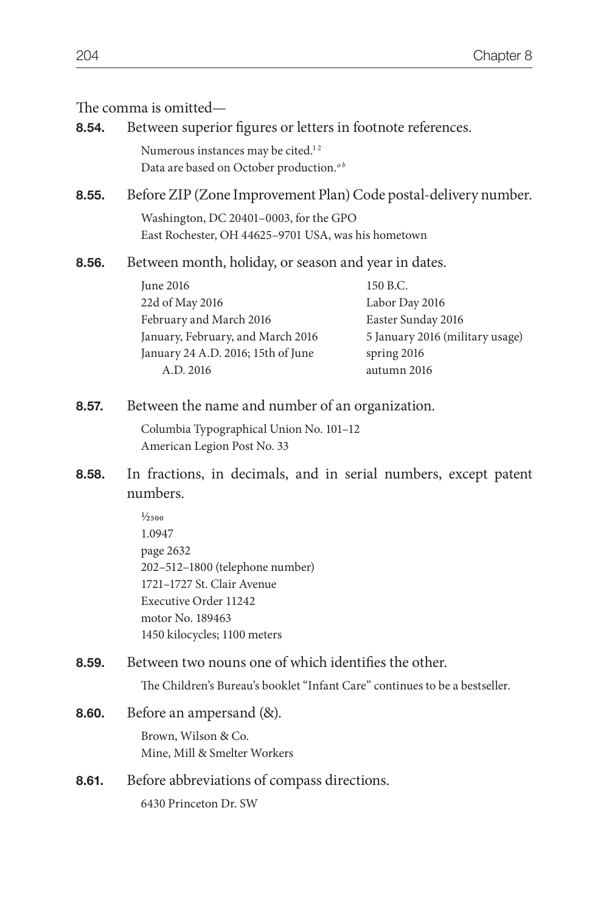The comma is omitted—

**8.54.** Between superior figures or letters in footnote references.

> Numerous instances may be cited.[1 2]
> Data are based on October production.[*a b*]

**8.55.** Before ZIP (Zone Improvement Plan) Code postal-delivery number.

> Washington, DC 20401–0003, for the GPO
> East Rochester, OH 44625–9701 USA, was his hometown

**8.56.** Between month, holiday, or season and year in dates.

> June 2016
> 22d of May 2016
> February and March 2016
> January, February, and March 2016
> January 24 A.D. 2016; 15th of June A.D. 2016
> 150 B.C.
> Labor Day 2016
> Easter Sunday 2016
> 5 January 2016 (military usage)
> spring 2016
> autumn 2016

**8.57.** Between the name and number of an organization.

> Columbia Typographical Union No. 101–12
> American Legion Post No. 33

**8.58.** In fractions, in decimals, and in serial numbers, except patent numbers.

> $^{1}/_{2500}$
> 1.0947
> page 2632
> 202–512–1800 (telephone number)
> 1721–1727 St. Clair Avenue
> Executive Order 11242
> motor No. 189463
> 1450 kilocycles; 1100 meters

**8.59.** Between two nouns one of which identifies the other.

> The Children's Bureau's booklet "Infant Care" continues to be a bestseller.

**8.60.** Before an ampersand (&).

> Brown, Wilson & Co.
> Mine, Mill & Smelter Workers

**8.61.** Before abbreviations of compass directions.

> 6430 Princeton Dr. SW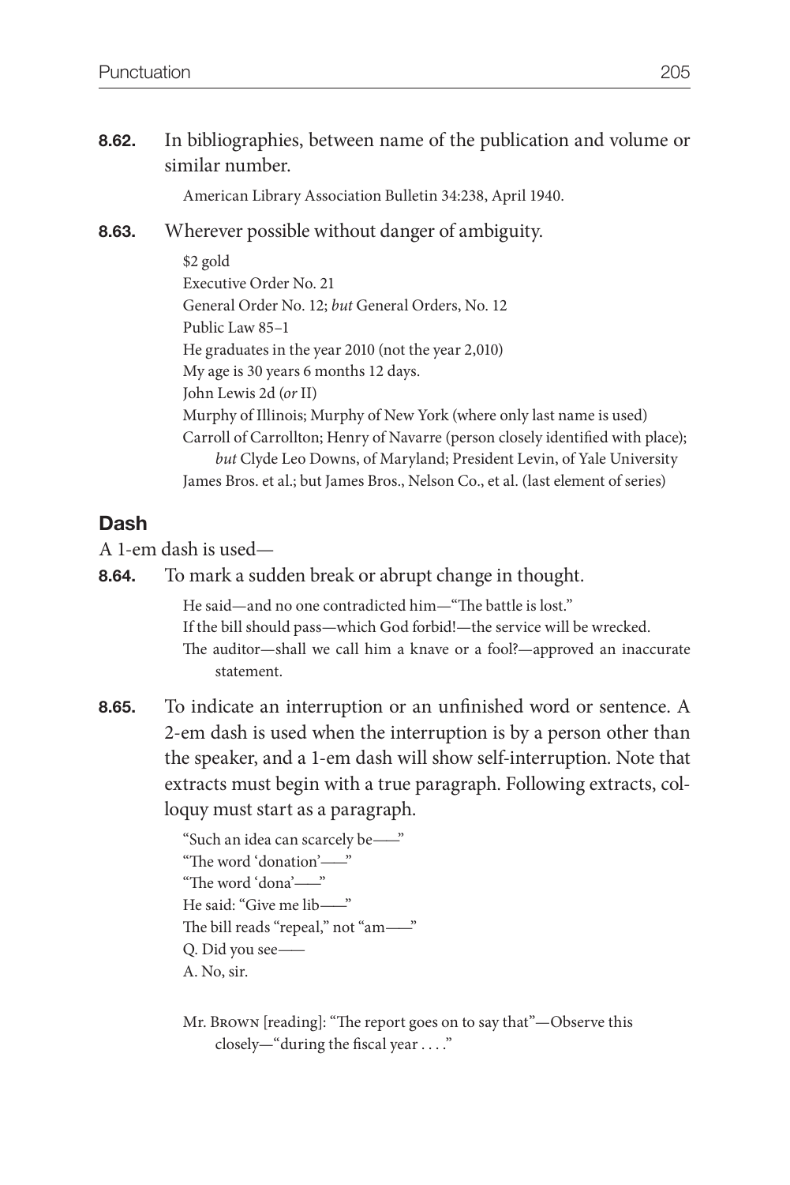**8.62.** In bibliographies, between name of the publication and volume or similar number.

American Library Association Bulletin 34:238, April 1940.

**8.63.** Wherever possible without danger of ambiguity.

$2 gold
Executive Order No. 21
General Order No. 12; *but* General Orders, No. 12
Public Law 85–1
He graduates in the year 2010 (not the year 2,010)
My age is 30 years 6 months 12 days.
John Lewis 2d (*or* II)
Murphy of Illinois; Murphy of New York (where only last name is used)
Carroll of Carrollton; Henry of Navarre (person closely identified with place); *but* Clyde Leo Downs, of Maryland; President Levin, of Yale University
James Bros. et al.; but James Bros., Nelson Co., et al. (last element of series)

## Dash

A 1-em dash is used—

**8.64.** To mark a sudden break or abrupt change in thought.

He said—and no one contradicted him—"The battle is lost."
If the bill should pass—which God forbid!—the service will be wrecked.
The auditor—shall we call him a knave or a fool?—approved an inaccurate statement.

**8.65.** To indicate an interruption or an unfinished word or sentence. A 2-em dash is used when the interruption is by a person other than the speaker, and a 1-em dash will show self-interruption. Note that extracts must begin with a true paragraph. Following extracts, colloquy must start as a paragraph.

"Such an idea can scarcely be——"
"The word 'donation'——"
"The word 'dona'——"
He said: "Give me lib——"
The bill reads "repeal," not "am——"
Q. Did you see——
A. No, sir.

Mr. Brown [reading]: "The report goes on to say that"—Observe this closely—"during the fiscal year . . . ."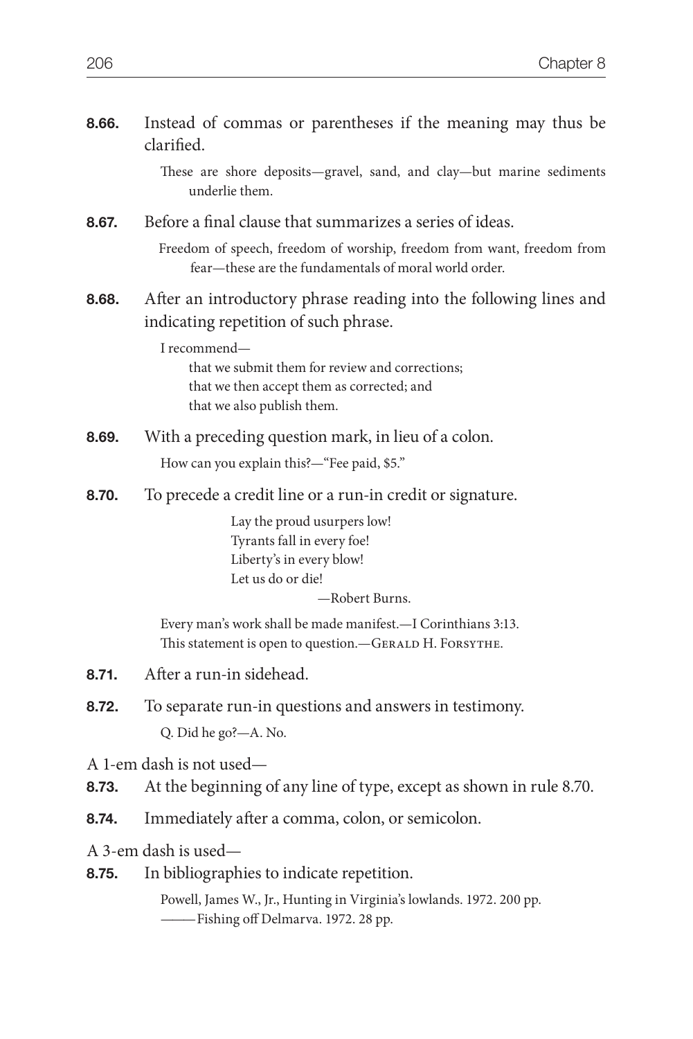**8.66.** Instead of commas or parentheses if the meaning may thus be clarified.

> These are shore deposits—gravel, sand, and clay—but marine sediments underlie them.

**8.67.** Before a final clause that summarizes a series of ideas.

> Freedom of speech, freedom of worship, freedom from want, freedom from fear—these are the fundamentals of moral world order.

**8.68.** After an introductory phrase reading into the following lines and indicating repetition of such phrase.

> I recommend—
>
> that we submit them for review and corrections;
> that we then accept them as corrected; and
> that we also publish them.

**8.69.** With a preceding question mark, in lieu of a colon.

> How can you explain this?—"Fee paid, $5."

**8.70.** To precede a credit line or a run-in credit or signature.

> Lay the proud usurpers low!
> Tyrants fall in every foe!
> Liberty's in every blow!
> Let us do or die!
>
> —Robert Burns.

> Every man's work shall be made manifest.—I Corinthians 3:13.
> This statement is open to question.—GERALD H. FORSYTHE.

**8.71.** After a run-in sidehead.

**8.72.** To separate run-in questions and answers in testimony.

> Q. Did he go?—A. No.

A 1-em dash is not used—

**8.73.** At the beginning of any line of type, except as shown in rule 8.70.

**8.74.** Immediately after a comma, colon, or semicolon.

A 3-em dash is used—

**8.75.** In bibliographies to indicate repetition.

> Powell, James W., Jr., Hunting in Virginia's lowlands. 1972. 200 pp.
> ———Fishing off Delmarva. 1972. 28 pp.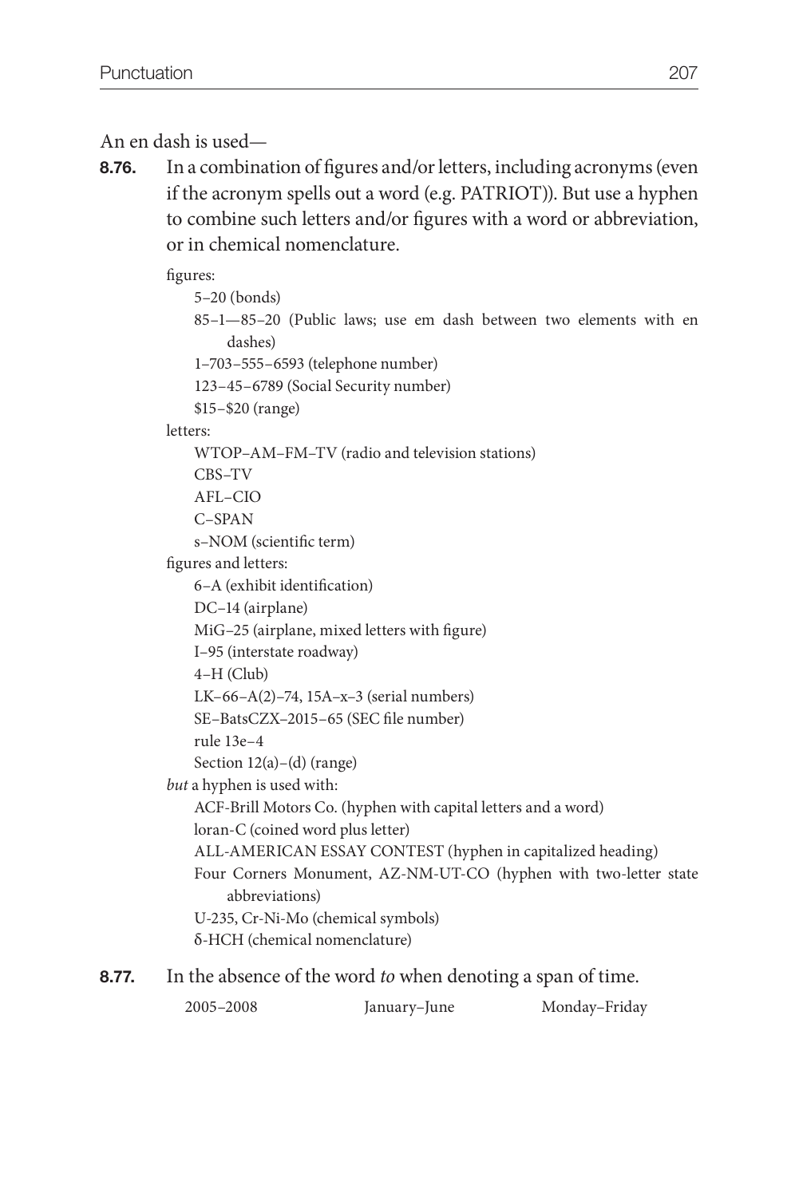An en dash is used—

**8.76.** In a combination of figures and/or letters, including acronyms (even if the acronym spells out a word (e.g. PATRIOT)). But use a hyphen to combine such letters and/or figures with a word or abbreviation, or in chemical nomenclature.

figures:

5–20 (bonds)
85–1—85–20 (Public laws; use em dash between two elements with en dashes)
1–703–555–6593 (telephone number)
123–45–6789 (Social Security number)
$15–$20 (range)

letters:

WTOP–AM–FM–TV (radio and television stations)
CBS–TV
AFL–CIO
C–SPAN
s–NOM (scientific term)

figures and letters:

6–A (exhibit identification)
DC–14 (airplane)
MiG–25 (airplane, mixed letters with figure)
I–95 (interstate roadway)
4–H (Club)
LK–66–A(2)–74, 15A–x–3 (serial numbers)
SE–BatsCZX–2015–65 (SEC file number)
rule 13e–4
Section 12(a)–(d) (range)

*but* a hyphen is used with:

ACF-Brill Motors Co. (hyphen with capital letters and a word)
loran-C (coined word plus letter)
ALL-AMERICAN ESSAY CONTEST (hyphen in capitalized heading)
Four Corners Monument, AZ-NM-UT-CO (hyphen with two-letter state abbreviations)
U-235, Cr-Ni-Mo (chemical symbols)
δ-HCH (chemical nomenclature)

**8.77.** In the absence of the word *to* when denoting a span of time.

2005–2008 January–June Monday–Friday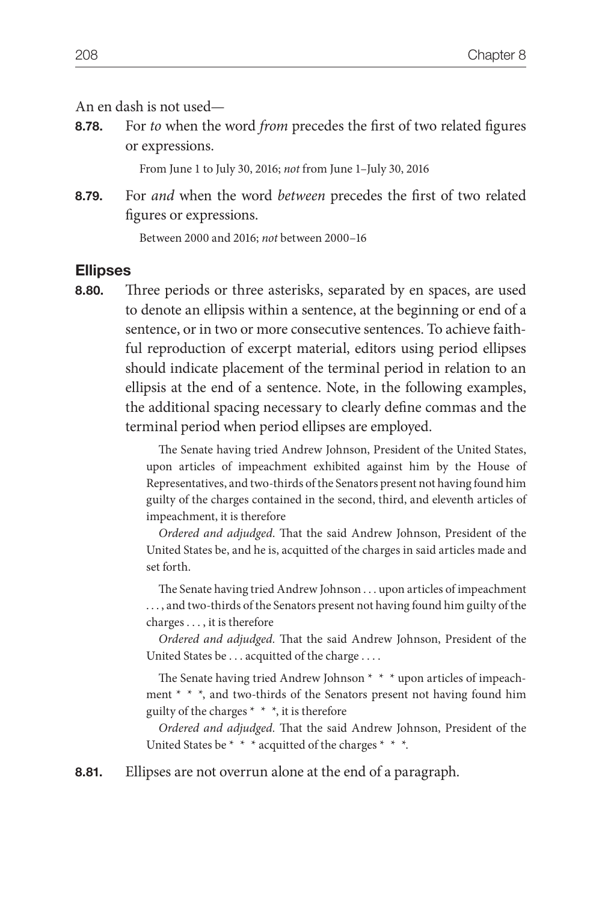An en dash is not used—

**8.78.** For *to* when the word *from* precedes the first of two related figures or expressions.

From June 1 to July 30, 2016; *not* from June 1–July 30, 2016

**8.79.** For *and* when the word *between* precedes the first of two related figures or expressions.

Between 2000 and 2016; *not* between 2000–16

## Ellipses

**8.80.** Three periods or three asterisks, separated by en spaces, are used to denote an ellipsis within a sentence, at the beginning or end of a sentence, or in two or more consecutive sentences. To achieve faithful reproduction of excerpt material, editors using period ellipses should indicate placement of the terminal period in relation to an ellipsis at the end of a sentence. Note, in the following examples, the additional spacing necessary to clearly define commas and the terminal period when period ellipses are employed.

> The Senate having tried Andrew Johnson, President of the United States, upon articles of impeachment exhibited against him by the House of Representatives, and two-thirds of the Senators present not having found him guilty of the charges contained in the second, third, and eleventh articles of impeachment, it is therefore
>
> *Ordered and adjudged.* That the said Andrew Johnson, President of the United States be, and he is, acquitted of the charges in said articles made and set forth.

> The Senate having tried Andrew Johnson . . . upon articles of impeachment . . . , and two-thirds of the Senators present not having found him guilty of the charges . . . , it is therefore
>
> *Ordered and adjudged.* That the said Andrew Johnson, President of the United States be . . . acquitted of the charge . . . .

> The Senate having tried Andrew Johnson * * * upon articles of impeachment * * *, and two-thirds of the Senators present not having found him guilty of the charges * * *, it is therefore
>
> *Ordered and adjudged.* That the said Andrew Johnson, President of the United States be * * * acquitted of the charges * * *.

**8.81.** Ellipses are not overrun alone at the end of a paragraph.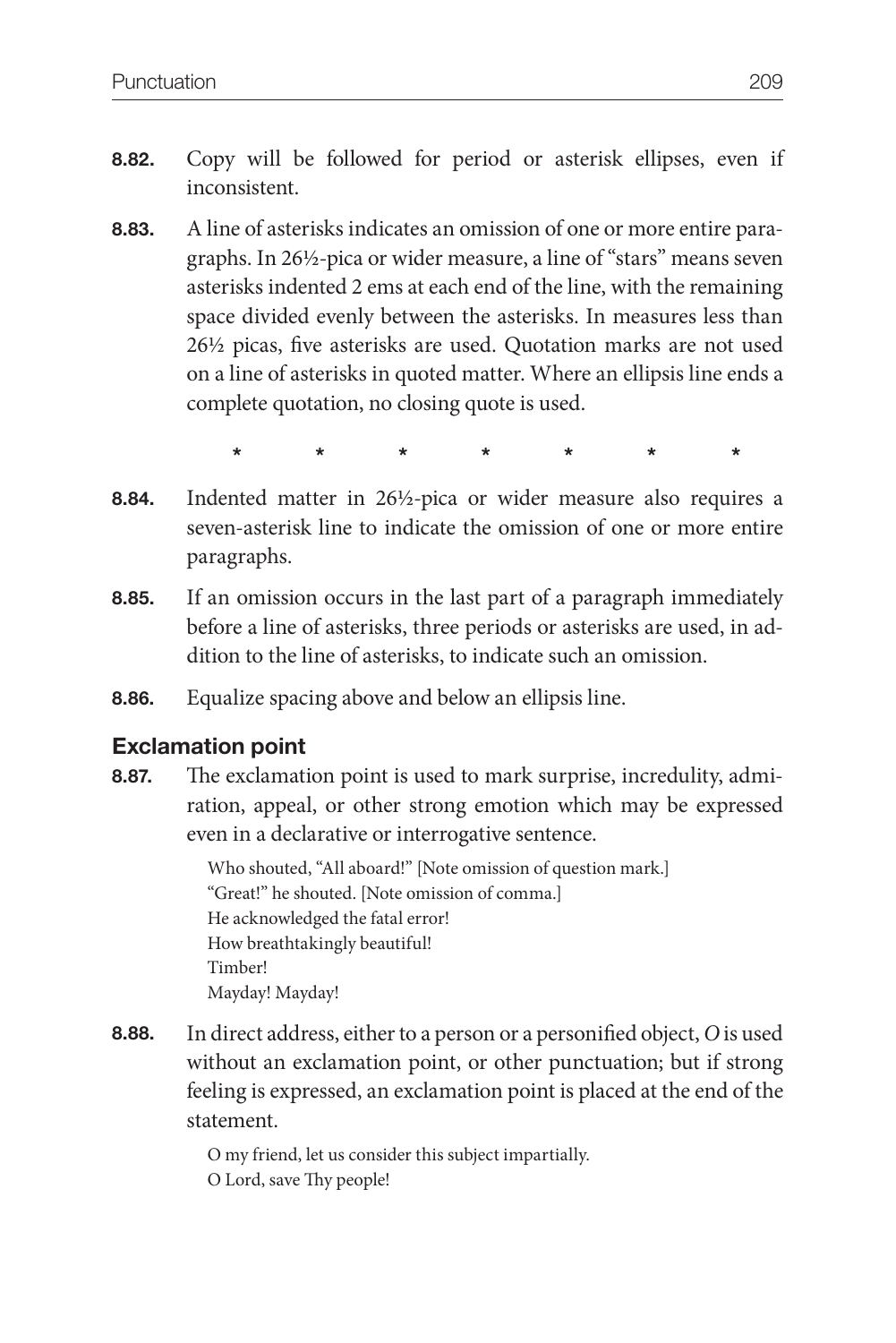**8.82.** Copy will be followed for period or asterisk ellipses, even if inconsistent.

**8.83.** A line of asterisks indicates an omission of one or more entire paragraphs. In 26½-pica or wider measure, a line of "stars" means seven asterisks indented 2 ems at each end of the line, with the remaining space divided evenly between the asterisks. In measures less than 26½ picas, five asterisks are used. Quotation marks are not used on a line of asterisks in quoted matter. Where an ellipsis line ends a complete quotation, no closing quote is used.

\*        \*        \*        \*        \*        \*        \*

**8.84.** Indented matter in 26½-pica or wider measure also requires a seven-asterisk line to indicate the omission of one or more entire paragraphs.

**8.85.** If an omission occurs in the last part of a paragraph immediately before a line of asterisks, three periods or asterisks are used, in addition to the line of asterisks, to indicate such an omission.

**8.86.** Equalize spacing above and below an ellipsis line.

## Exclamation point

**8.87.** The exclamation point is used to mark surprise, incredulity, admiration, appeal, or other strong emotion which may be expressed even in a declarative or interrogative sentence.

> Who shouted, "All aboard!" [Note omission of question mark.]
> "Great!" he shouted. [Note omission of comma.]
> He acknowledged the fatal error!
> How breathtakingly beautiful!
> Timber!
> Mayday! Mayday!

**8.88.** In direct address, either to a person or a personified object, *O* is used without an exclamation point, or other punctuation; but if strong feeling is expressed, an exclamation point is placed at the end of the statement.

> O my friend, let us consider this subject impartially.
> O Lord, save Thy people!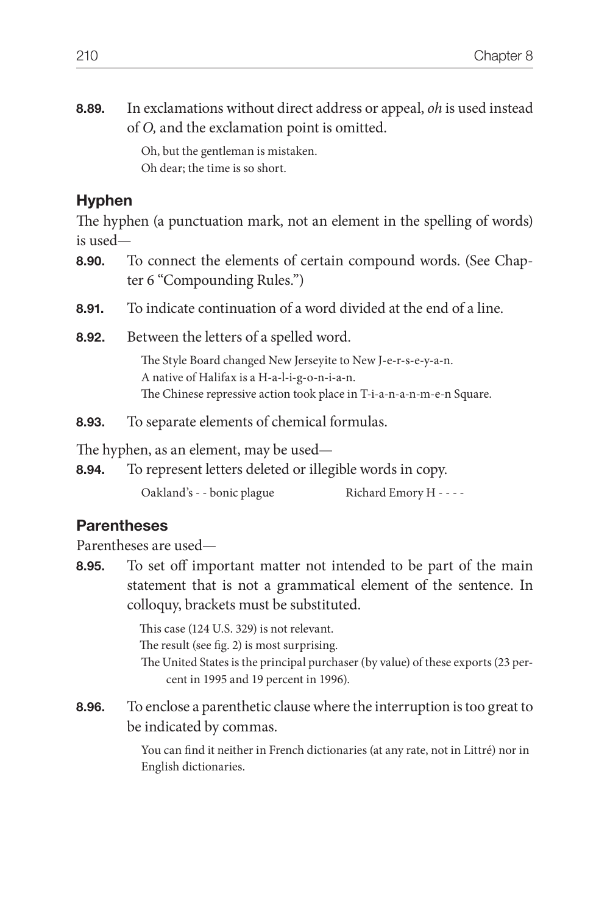**8.89.** In exclamations without direct address or appeal, *oh* is used instead of *O,* and the exclamation point is omitted.

> Oh, but the gentleman is mistaken.
> Oh dear; the time is so short.

## Hyphen

The hyphen (a punctuation mark, not an element in the spelling of words) is used—

**8.90.** To connect the elements of certain compound words. (See Chapter 6 "Compounding Rules.")

**8.91.** To indicate continuation of a word divided at the end of a line.

**8.92.** Between the letters of a spelled word.

> The Style Board changed New Jerseyite to New J-e-r-s-e-y-a-n.
> A native of Halifax is a H-a-l-i-g-o-n-i-a-n.
> The Chinese repressive action took place in T-i-a-n-a-n-m-e-n Square.

**8.93.** To separate elements of chemical formulas.

The hyphen, as an element, may be used—

**8.94.** To represent letters deleted or illegible words in copy.

> Oakland's - - bonic plague          Richard Emory H - - - -

## Parentheses

Parentheses are used—

**8.95.** To set off important matter not intended to be part of the main statement that is not a grammatical element of the sentence. In colloquy, brackets must be substituted.

> This case (124 U.S. 329) is not relevant.
> The result (see fig. 2) is most surprising.
> The United States is the principal purchaser (by value) of these exports (23 percent in 1995 and 19 percent in 1996).

**8.96.** To enclose a parenthetic clause where the interruption is too great to be indicated by commas.

> You can find it neither in French dictionaries (at any rate, not in Littré) nor in English dictionaries.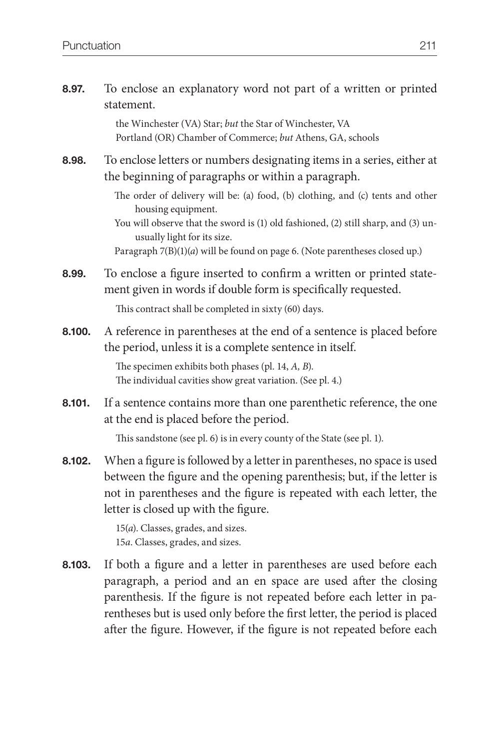**8.97.** To enclose an explanatory word not part of a written or printed statement.

> the Winchester (VA) Star; *but* the Star of Winchester, VA
> Portland (OR) Chamber of Commerce; *but* Athens, GA, schools

**8.98.** To enclose letters or numbers designating items in a series, either at the beginning of paragraphs or within a paragraph.

> The order of delivery will be: (a) food, (b) clothing, and (c) tents and other housing equipment.
> You will observe that the sword is (1) old fashioned, (2) still sharp, and (3) unusually light for its size.
> Paragraph 7(B)(1)(*a*) will be found on page 6. (Note parentheses closed up.)

**8.99.** To enclose a figure inserted to confirm a written or printed statement given in words if double form is specifically requested.

> This contract shall be completed in sixty (60) days.

**8.100.** A reference in parentheses at the end of a sentence is placed before the period, unless it is a complete sentence in itself.

> The specimen exhibits both phases (pl. 14, *A, B*).
> The individual cavities show great variation. (See pl. 4.)

**8.101.** If a sentence contains more than one parenthetic reference, the one at the end is placed before the period.

> This sandstone (see pl. 6) is in every county of the State (see pl. 1).

**8.102.** When a figure is followed by a letter in parentheses, no space is used between the figure and the opening parenthesis; but, if the letter is not in parentheses and the figure is repeated with each letter, the letter is closed up with the figure.

> 15(*a*). Classes, grades, and sizes.
> 15*a*. Classes, grades, and sizes.

**8.103.** If both a figure and a letter in parentheses are used before each paragraph, a period and an en space are used after the closing parenthesis. If the figure is not repeated before each letter in parentheses but is used only before the first letter, the period is placed after the figure. However, if the figure is not repeated before each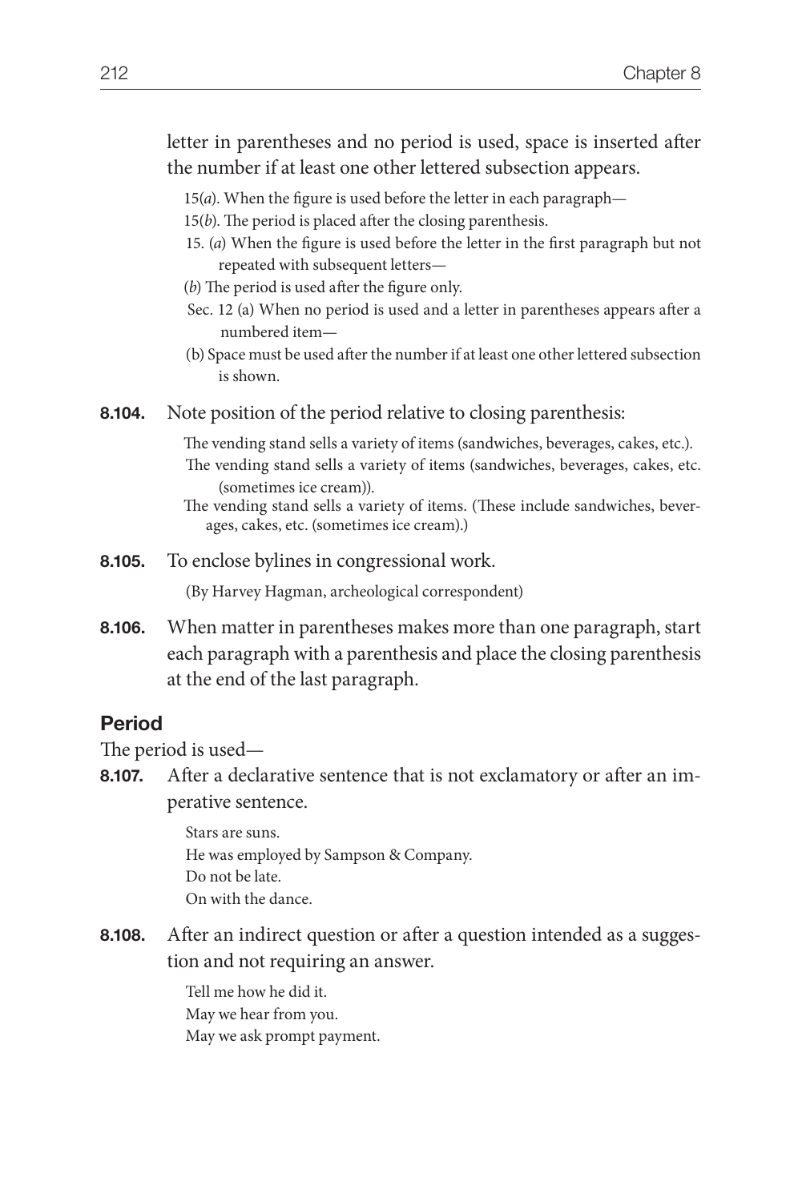letter in parentheses and no period is used, space is inserted after the number if at least one other lettered subsection appears.

> 15(*a*). When the figure is used before the letter in each paragraph—
>
> 15(*b*). The period is placed after the closing parenthesis.
>
> 15. (*a*) When the figure is used before the letter in the first paragraph but not repeated with subsequent letters—
>
> (*b*) The period is used after the figure only.
>
> Sec. 12 (a) When no period is used and a letter in parentheses appears after a numbered item—
>
> (b) Space must be used after the number if at least one other lettered subsection is shown.

**8.104.** Note position of the period relative to closing parenthesis:

> The vending stand sells a variety of items (sandwiches, beverages, cakes, etc.).
>
> The vending stand sells a variety of items (sandwiches, beverages, cakes, etc. (sometimes ice cream)).
>
> The vending stand sells a variety of items. (These include sandwiches, beverages, cakes, etc. (sometimes ice cream).)

**8.105.** To enclose bylines in congressional work.

> (By Harvey Hagman, archeological correspondent)

**8.106.** When matter in parentheses makes more than one paragraph, start each paragraph with a parenthesis and place the closing parenthesis at the end of the last paragraph.

## Period

The period is used—

**8.107.** After a declarative sentence that is not exclamatory or after an imperative sentence.

> Stars are suns.
>
> He was employed by Sampson & Company.
>
> Do not be late.
>
> On with the dance.

**8.108.** After an indirect question or after a question intended as a suggestion and not requiring an answer.

> Tell me how he did it.
>
> May we hear from you.
>
> May we ask prompt payment.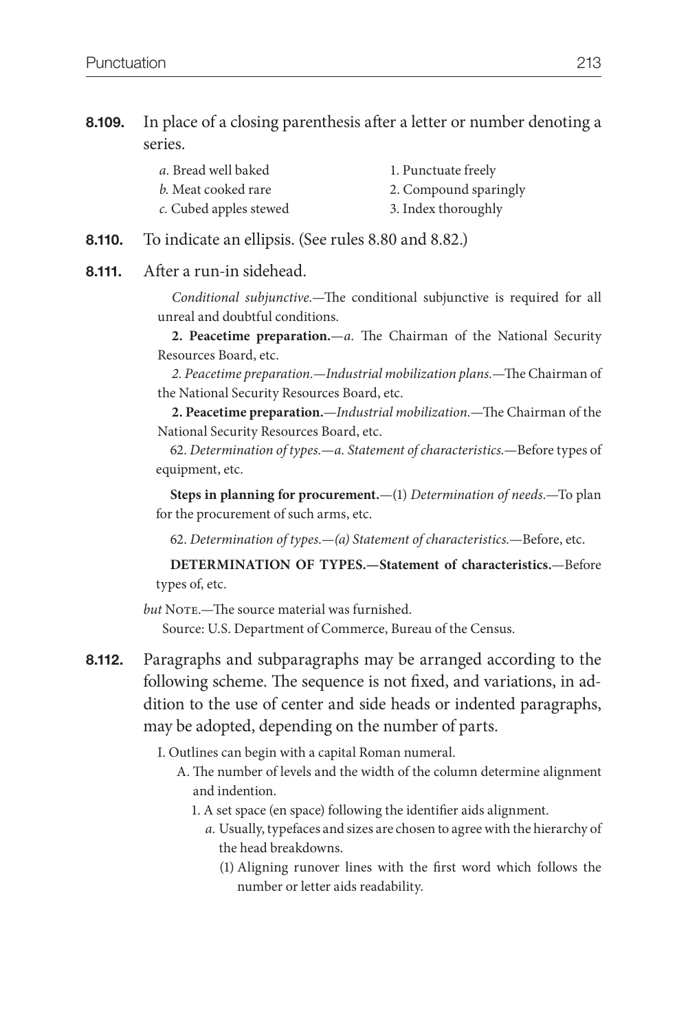**8.109.** In place of a closing parenthesis after a letter or number denoting a series.

*a.* Bread well baked
*b.* Meat cooked rare
*c.* Cubed apples stewed

1. Punctuate freely
2. Compound sparingly
3. Index thoroughly

**8.110.** To indicate an ellipsis. (See rules 8.80 and 8.82.)

**8.111.** After a run-in sidehead.

*Conditional subjunctive.*—The conditional subjunctive is required for all unreal and doubtful conditions.

**2. Peacetime preparation.**—*a.* The Chairman of the National Security Resources Board, etc.

*2. Peacetime preparation.—Industrial mobilization plans.*—The Chairman of the National Security Resources Board, etc.

**2. Peacetime preparation.**—*Industrial mobilization.*—The Chairman of the National Security Resources Board, etc.

62. *Determination of types.—a. Statement of characteristics.*—Before types of equipment, etc.

**Steps in planning for procurement.**—(1) *Determination of needs.*—To plan for the procurement of such arms, etc.

62. *Determination of types.—(a) Statement of characteristics.*—Before, etc.

**DETERMINATION OF TYPES.—Statement of characteristics.**—Before types of, etc.

*but* NOTE.—The source material was furnished.
Source: U.S. Department of Commerce, Bureau of the Census.

**8.112.** Paragraphs and subparagraphs may be arranged according to the following scheme. The sequence is not fixed, and variations, in addition to the use of center and side heads or indented paragraphs, may be adopted, depending on the number of parts.

I. Outlines can begin with a capital Roman numeral.
   A. The number of levels and the width of the column determine alignment and indention.
      1. A set space (en space) following the identifier aids alignment.
         *a.* Usually, typefaces and sizes are chosen to agree with the hierarchy of the head breakdowns.
            (1) Aligning runover lines with the first word which follows the number or letter aids readability.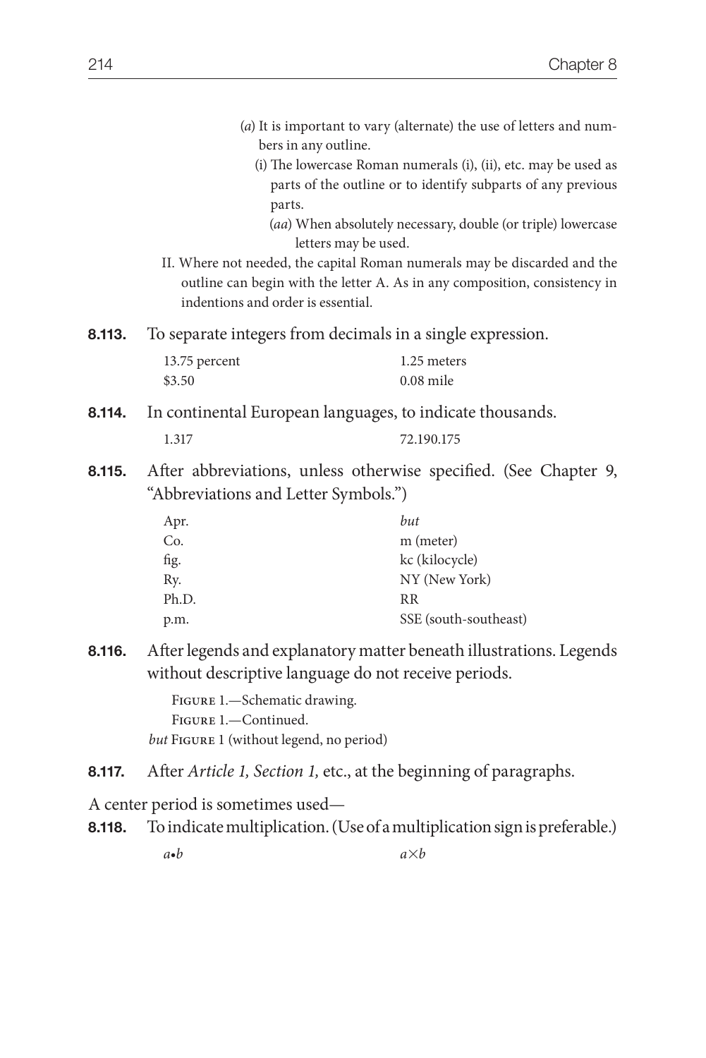(*a*) It is important to vary (alternate) the use of letters and numbers in any outline.

(i) The lowercase Roman numerals (i), (ii), etc. may be used as parts of the outline or to identify subparts of any previous parts.

(*aa*) When absolutely necessary, double (or triple) lowercase letters may be used.

II. Where not needed, the capital Roman numerals may be discarded and the outline can begin with the letter A. As in any composition, consistency in indentions and order is essential.

**8.113.** To separate integers from decimals in a single expression.

| | |
|---|---|
| 13.75 percent | 1.25 meters |
| $3.50 | 0.08 mile |

**8.114.** In continental European languages, to indicate thousands.

| | |
|---|---|
| 1.317 | 72.190.175 |

**8.115.** After abbreviations, unless otherwise specified. (See Chapter 9, "Abbreviations and Letter Symbols.")

| | |
|---|---|
| Apr. | *but* |
| Co. | m (meter) |
| fig. | kc (kilocycle) |
| Ry. | NY (New York) |
| Ph.D. | RR |
| p.m. | SSE (south-southeast) |

**8.116.** After legends and explanatory matter beneath illustrations. Legends without descriptive language do not receive periods.

FIGURE 1.—Schematic drawing.
FIGURE 1.—Continued.
*but* FIGURE 1 (without legend, no period)

**8.117.** After *Article 1, Section 1,* etc., at the beginning of paragraphs.

A center period is sometimes used—

**8.118.** To indicate multiplication. (Use of a multiplication sign is preferable.)

| | |
|---|---|
| $a \cdot b$ | $a \times b$ |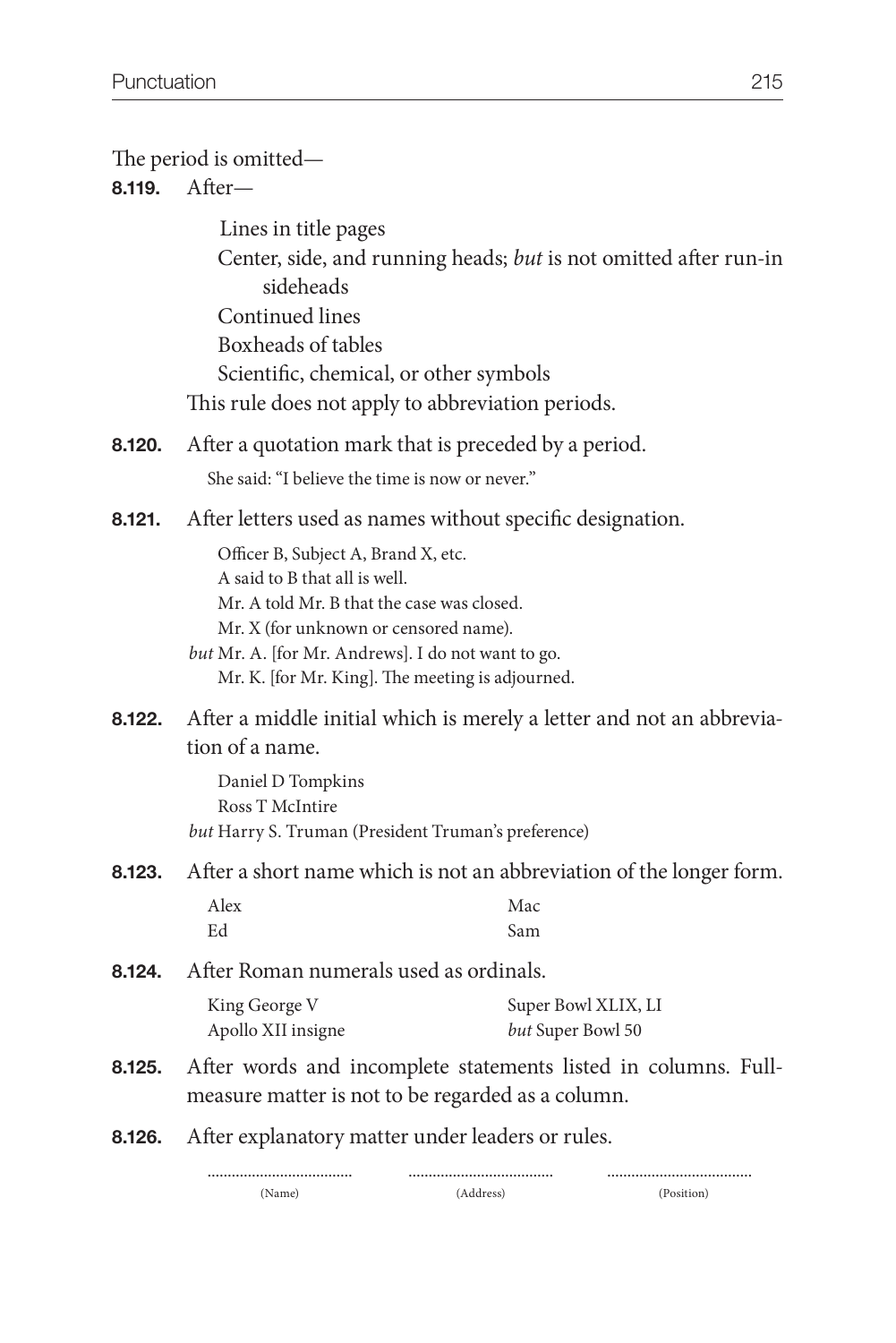The period is omitted—

**8.119.** After—

Lines in title pages
Center, side, and running heads; *but* is not omitted after run-in sideheads
Continued lines
Boxheads of tables
Scientific, chemical, or other symbols

This rule does not apply to abbreviation periods.

**8.120.** After a quotation mark that is preceded by a period.

She said: "I believe the time is now or never."

**8.121.** After letters used as names without specific designation.

Officer B, Subject A, Brand X, etc.
A said to B that all is well.
Mr. A told Mr. B that the case was closed.
Mr. X (for unknown or censored name).
*but* Mr. A. [for Mr. Andrews]. I do not want to go.
Mr. K. [for Mr. King]. The meeting is adjourned.

**8.122.** After a middle initial which is merely a letter and not an abbreviation of a name.

Daniel D Tompkins
Ross T McIntire
*but* Harry S. Truman (President Truman's preference)

**8.123.** After a short name which is not an abbreviation of the longer form.

| | |
|---|---|
| Alex | Mac |
| Ed | Sam |

**8.124.** After Roman numerals used as ordinals.

| | |
|---|---|
| King George V | Super Bowl XLIX, LI |
| Apollo XII insigne | *but* Super Bowl 50 |

**8.125.** After words and incomplete statements listed in columns. Full-measure matter is not to be regarded as a column.

**8.126.** After explanatory matter under leaders or rules.

| .................................. | .................................. | .................................. |
|---|---|---|
| (Name) | (Address) | (Position) |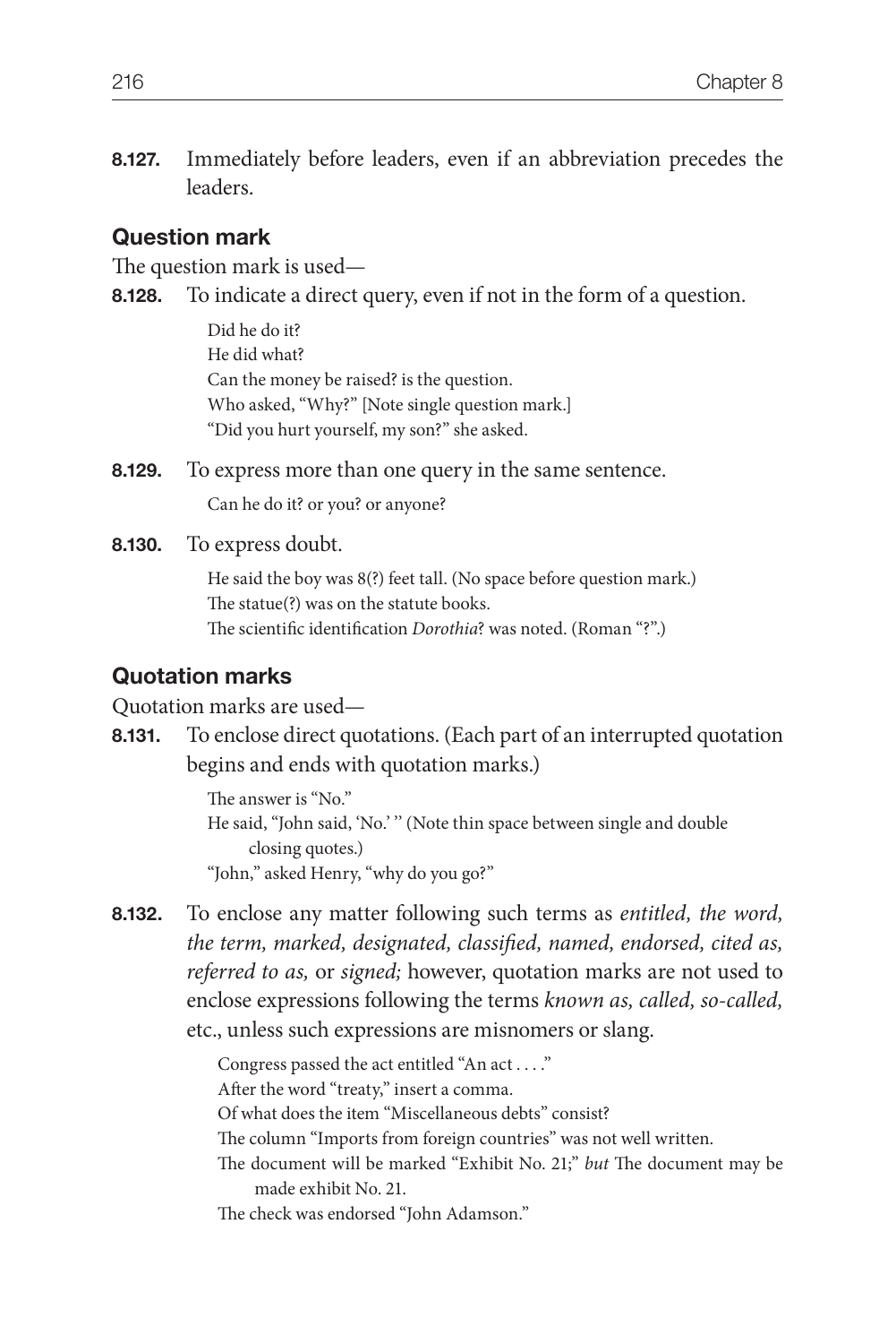**8.127.** Immediately before leaders, even if an abbreviation precedes the leaders.

### Question mark

The question mark is used—

**8.128.** To indicate a direct query, even if not in the form of a question.

> Did he do it?
> He did what?
> Can the money be raised? is the question.
> Who asked, "Why?" [Note single question mark.]
> "Did you hurt yourself, my son?" she asked.

**8.129.** To express more than one query in the same sentence.

> Can he do it? or you? or anyone?

**8.130.** To express doubt.

> He said the boy was 8(?) feet tall. (No space before question mark.)
> The statue(?) was on the statute books.
> The scientific identification *Dorothia*? was noted. (Roman "?".)

### Quotation marks

Quotation marks are used—

**8.131.** To enclose direct quotations. (Each part of an interrupted quotation begins and ends with quotation marks.)

> The answer is "No."
> He said, "John said, 'No.' " (Note thin space between single and double closing quotes.)
> "John," asked Henry, "why do you go?"

**8.132.** To enclose any matter following such terms as *entitled, the word, the term, marked, designated, classified, named, endorsed, cited as, referred to as,* or *signed;* however, quotation marks are not used to enclose expressions following the terms *known as, called, so-called,* etc., unless such expressions are misnomers or slang.

> Congress passed the act entitled "An act . . . ."
> After the word "treaty," insert a comma.
> Of what does the item "Miscellaneous debts" consist?
> The column "Imports from foreign countries" was not well written.
> The document will be marked "Exhibit No. 21;" *but* The document may be made exhibit No. 21.
> The check was endorsed "John Adamson."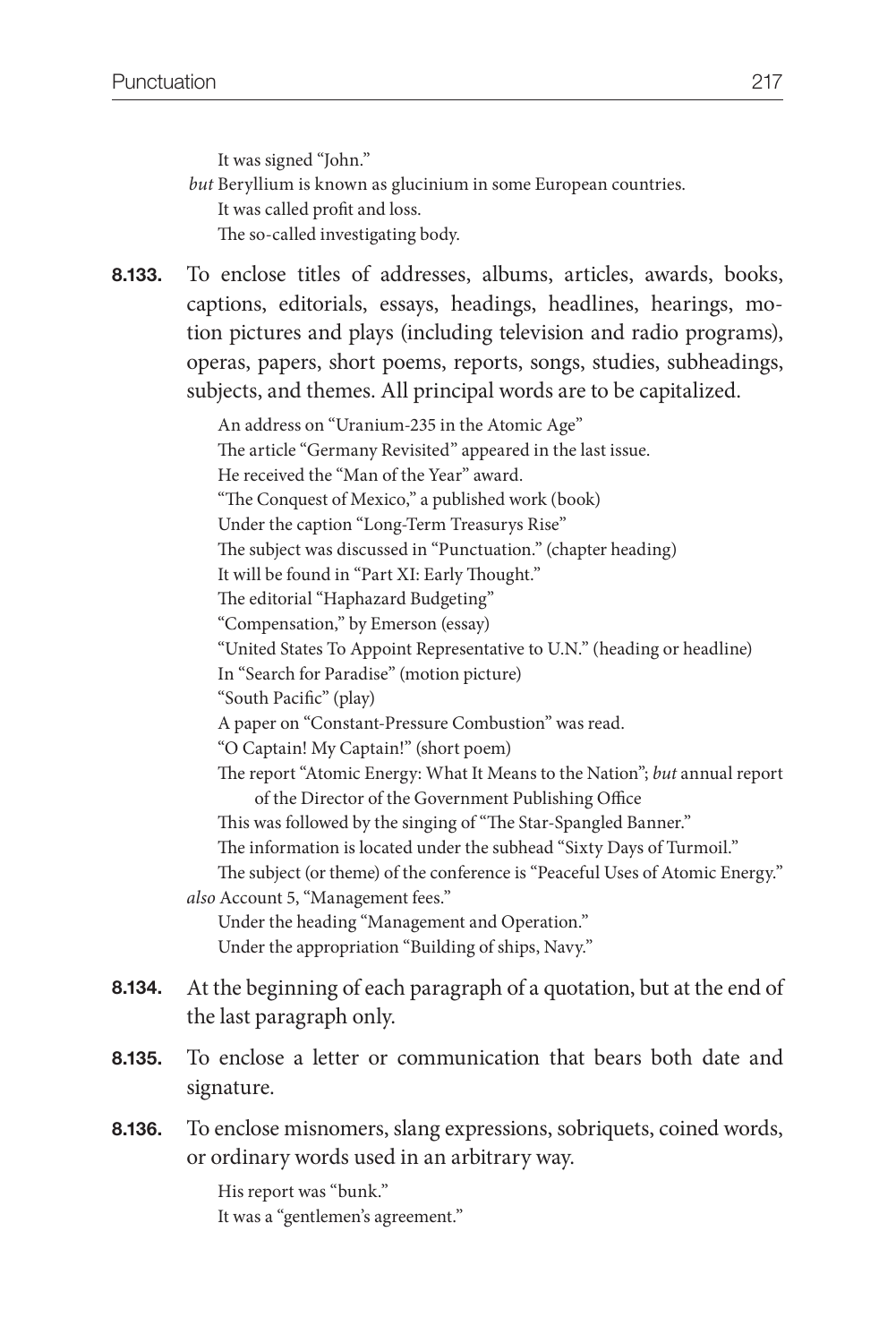It was signed "John."

*but* Beryllium is known as glucinium in some European countries.

It was called profit and loss.

The so-called investigating body.

**8.133.** To enclose titles of addresses, albums, articles, awards, books, captions, editorials, essays, headings, headlines, hearings, motion pictures and plays (including television and radio programs), operas, papers, short poems, reports, songs, studies, subheadings, subjects, and themes. All principal words are to be capitalized.

An address on "Uranium-235 in the Atomic Age"
The article "Germany Revisited" appeared in the last issue.
He received the "Man of the Year" award.
"The Conquest of Mexico," a published work (book)
Under the caption "Long-Term Treasurys Rise"
The subject was discussed in "Punctuation." (chapter heading)
It will be found in "Part XI: Early Thought."
The editorial "Haphazard Budgeting"
"Compensation," by Emerson (essay)
"United States To Appoint Representative to U.N." (heading or headline)
In "Search for Paradise" (motion picture)
"South Pacific" (play)
A paper on "Constant-Pressure Combustion" was read.
"O Captain! My Captain!" (short poem)
The report "Atomic Energy: What It Means to the Nation"; *but* annual report of the Director of the Government Publishing Office
This was followed by the singing of "The Star-Spangled Banner."
The information is located under the subhead "Sixty Days of Turmoil."
The subject (or theme) of the conference is "Peaceful Uses of Atomic Energy."

*also* Account 5, "Management fees."

Under the heading "Management and Operation."
Under the appropriation "Building of ships, Navy."

**8.134.** At the beginning of each paragraph of a quotation, but at the end of the last paragraph only.

**8.135.** To enclose a letter or communication that bears both date and signature.

**8.136.** To enclose misnomers, slang expressions, sobriquets, coined words, or ordinary words used in an arbitrary way.

His report was "bunk."
It was a "gentlemen's agreement."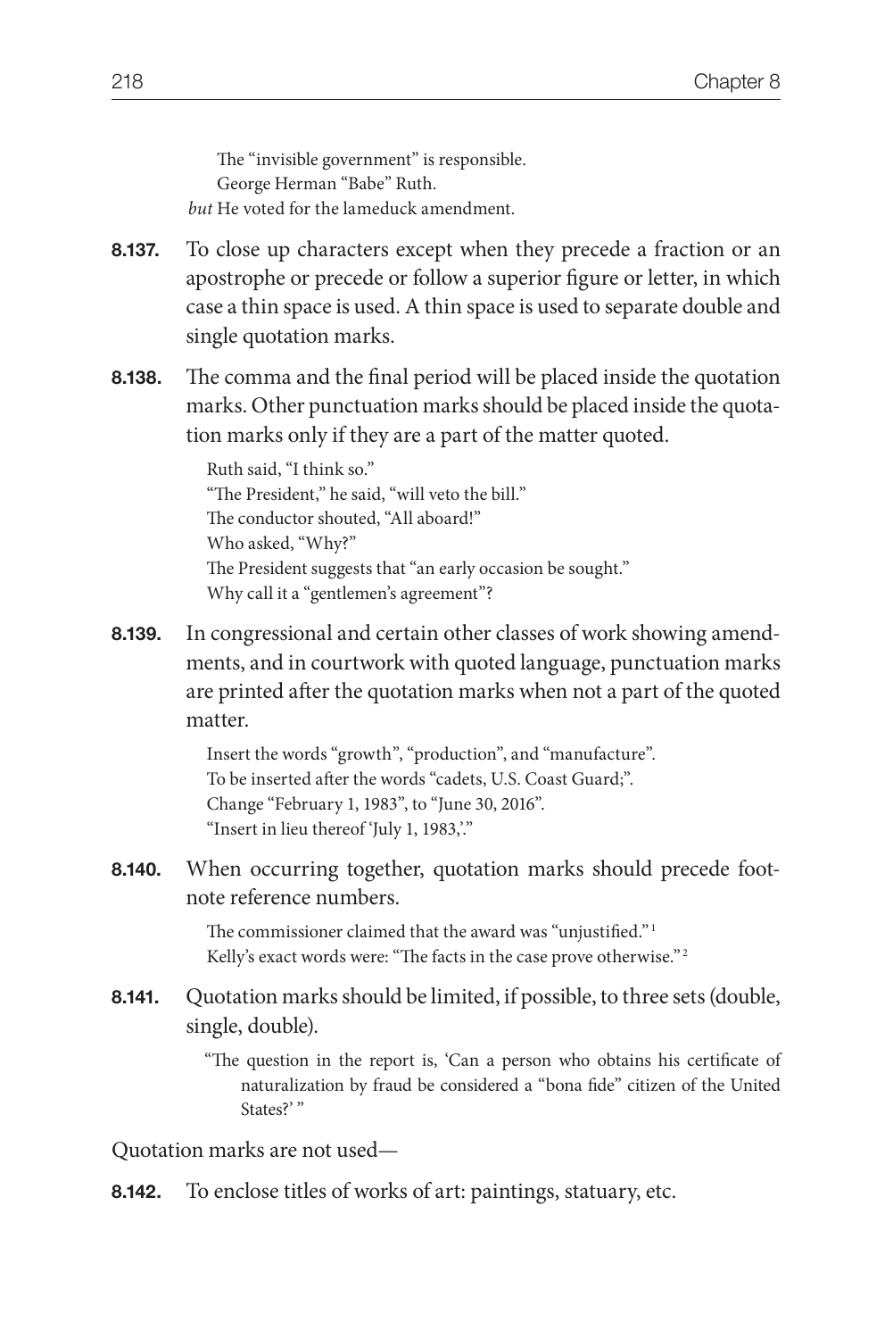The “invisible government” is responsible.
George Herman “Babe” Ruth.
*but* He voted for the lameduck amendment.

**8.137.** To close up characters except when they precede a fraction or an apostrophe or precede or follow a superior figure or letter, in which case a thin space is used. A thin space is used to separate double and single quotation marks.

**8.138.** The comma and the final period will be placed inside the quotation marks. Other punctuation marks should be placed inside the quotation marks only if they are a part of the matter quoted.

> Ruth said, “I think so.”
> “The President,” he said, “will veto the bill.”
> The conductor shouted, “All aboard!”
> Who asked, “Why?”
> The President suggests that “an early occasion be sought.”
> Why call it a “gentlemen’s agreement”?

**8.139.** In congressional and certain other classes of work showing amendments, and in courtwork with quoted language, punctuation marks are printed after the quotation marks when not a part of the quoted matter.

> Insert the words “growth”, “production”, and “manufacture”.
> To be inserted after the words “cadets, U.S. Coast Guard;”.
> Change “February 1, 1983”, to “June 30, 2016”.
> “Insert in lieu thereof ‘July 1, 1983,’.”

**8.140.** When occurring together, quotation marks should precede footnote reference numbers.

> The commissioner claimed that the award was “unjustified.” [1]
> Kelly’s exact words were: “The facts in the case prove otherwise.” [2]

**8.141.** Quotation marks should be limited, if possible, to three sets (double, single, double).

> “The question in the report is, ‘Can a person who obtains his certificate of naturalization by fraud be considered a “bona fide” citizen of the United States?’ ”

Quotation marks are not used—

**8.142.** To enclose titles of works of art: paintings, statuary, etc.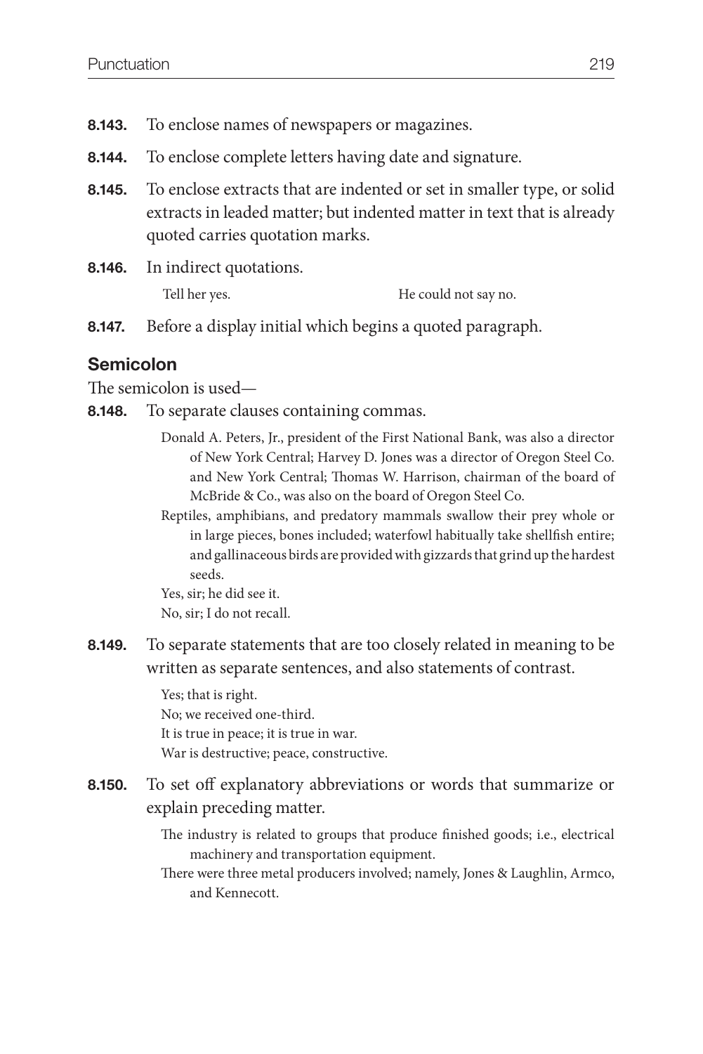**8.143.** To enclose names of newspapers or magazines.

**8.144.** To enclose complete letters having date and signature.

**8.145.** To enclose extracts that are indented or set in smaller type, or solid extracts in leaded matter; but indented matter in text that is already quoted carries quotation marks.

**8.146.** In indirect quotations.

Tell her yes. He could not say no.

**8.147.** Before a display initial which begins a quoted paragraph.

## Semicolon

The semicolon is used—

**8.148.** To separate clauses containing commas.

> Donald A. Peters, Jr., president of the First National Bank, was also a director of New York Central; Harvey D. Jones was a director of Oregon Steel Co. and New York Central; Thomas W. Harrison, chairman of the board of McBride & Co., was also on the board of Oregon Steel Co.
>
> Reptiles, amphibians, and predatory mammals swallow their prey whole or in large pieces, bones included; waterfowl habitually take shellfish entire; and gallinaceous birds are provided with gizzards that grind up the hardest seeds.
>
> Yes, sir; he did see it.
>
> No, sir; I do not recall.

**8.149.** To separate statements that are too closely related in meaning to be written as separate sentences, and also statements of contrast.

> Yes; that is right.
>
> No; we received one-third.
>
> It is true in peace; it is true in war.
>
> War is destructive; peace, constructive.

**8.150.** To set off explanatory abbreviations or words that summarize or explain preceding matter.

> The industry is related to groups that produce finished goods; i.e., electrical machinery and transportation equipment.
>
> There were three metal producers involved; namely, Jones & Laughlin, Armco, and Kennecott.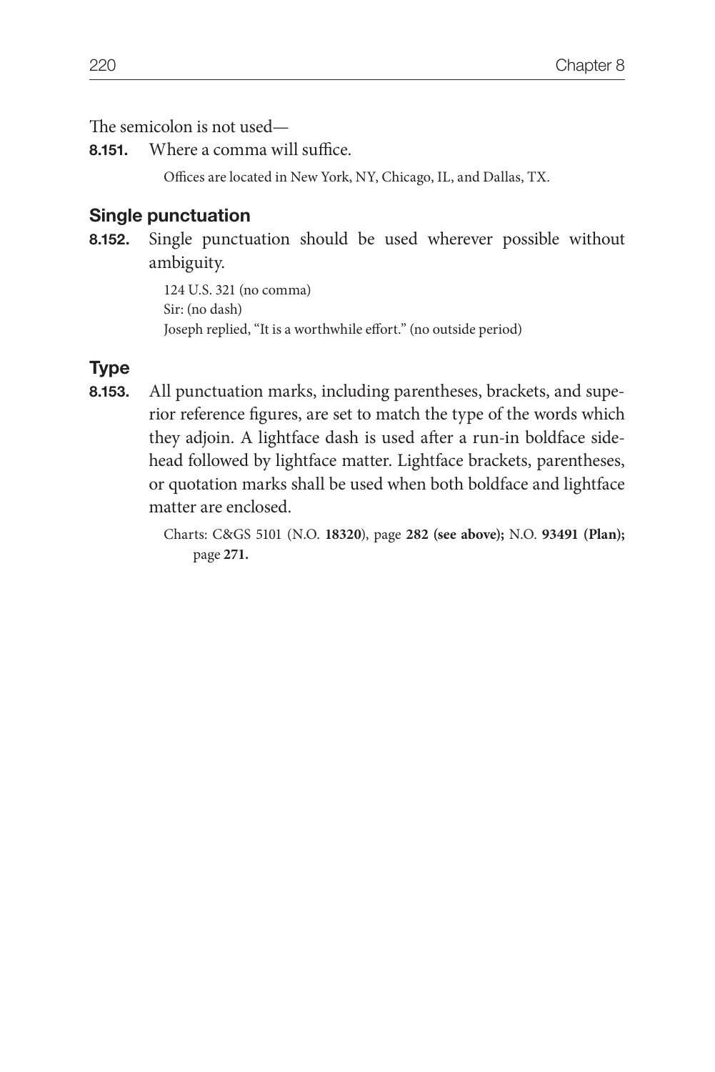The semicolon is not used—

**8.151.** Where a comma will suffice.

Offices are located in New York, NY, Chicago, IL, and Dallas, TX.

## Single punctuation

**8.152.** Single punctuation should be used wherever possible without ambiguity.

124 U.S. 321 (no comma)
Sir: (no dash)
Joseph replied, "It is a worthwhile effort." (no outside period)

## Type

**8.153.** All punctuation marks, including parentheses, brackets, and superior reference figures, are set to match the type of the words which they adjoin. A lightface dash is used after a run-in boldface side-head followed by lightface matter. Lightface brackets, parentheses, or quotation marks shall be used when both boldface and lightface matter are enclosed.

Charts: C&GS 5101 (N.O. **18320**), page **282 (see above);** N.O. **93491 (Plan);** page **271.**